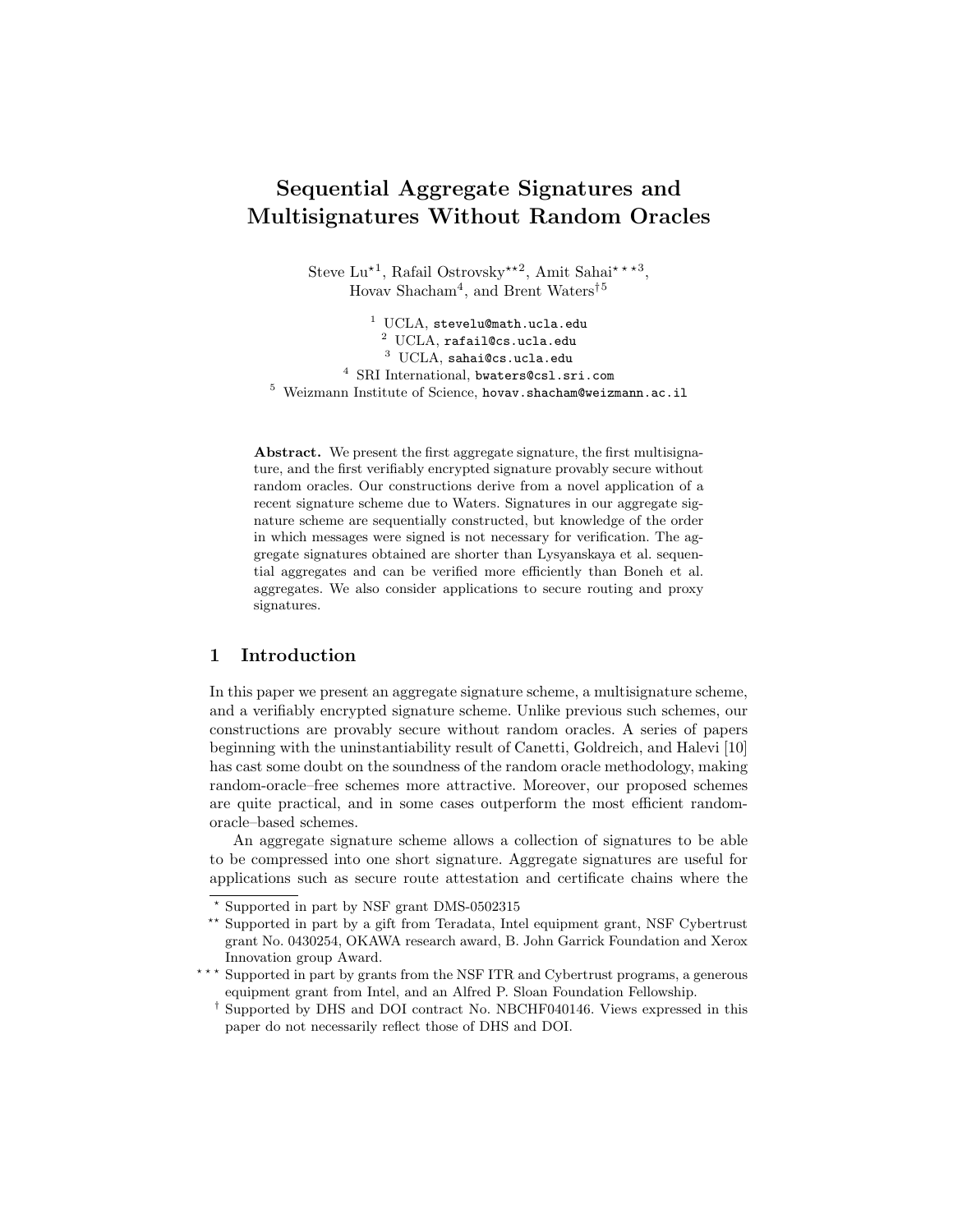# Sequential Aggregate Signatures and Multisignatures Without Random Oracles

Steve Lu[⋆1], Rafail Ostrovsky[⋆⋆2], Amit Sahai[⋆⋆⋆3], Hovav Shacham[4], and Brent Waters[†5]

[1] UCLA, stevelu@math.ucla.edu
[2] UCLA, rafail@cs.ucla.edu
[3] UCLA, sahai@cs.ucla.edu
[4] SRI International, bwaters@csl.sri.com
[5] Weizmann Institute of Science, hovav.shacham@weizmann.ac.il

**Abstract.** We present the first aggregate signature, the first multisignature, and the first verifiably encrypted signature provably secure without random oracles. Our constructions derive from a novel application of a recent signature scheme due to Waters. Signatures in our aggregate signature scheme are sequentially constructed, but knowledge of the order in which messages were signed is not necessary for verification. The aggregate signatures obtained are shorter than Lysyanskaya et al. sequential aggregates and can be verified more efficiently than Boneh et al. aggregates. We also consider applications to secure routing and proxy signatures.

## 1 Introduction

In this paper we present an aggregate signature scheme, a multisignature scheme, and a verifiably encrypted signature scheme. Unlike previous such schemes, our constructions are provably secure without random oracles. A series of papers beginning with the uninstantiability result of Canetti, Goldreich, and Halevi [10] has cast some doubt on the soundness of the random oracle methodology, making random-oracle–free schemes more attractive. Moreover, our proposed schemes are quite practical, and in some cases outperform the most efficient random-oracle–based schemes.

An aggregate signature scheme allows a collection of signatures to be able to be compressed into one short signature. Aggregate signatures are useful for applications such as secure route attestation and certificate chains where the

---

⋆ Supported in part by NSF grant DMS-0502315

⋆⋆ Supported in part by a gift from Teradata, Intel equipment grant, NSF Cybertrust grant No. 0430254, OKAWA research award, B. John Garrick Foundation and Xerox Innovation group Award.

⋆⋆⋆ Supported in part by grants from the NSF ITR and Cybertrust programs, a generous equipment grant from Intel, and an Alfred P. Sloan Foundation Fellowship.

† Supported by DHS and DOI contract No. NBCHF040146. Views expressed in this paper do not necessarily reflect those of DHS and DOI.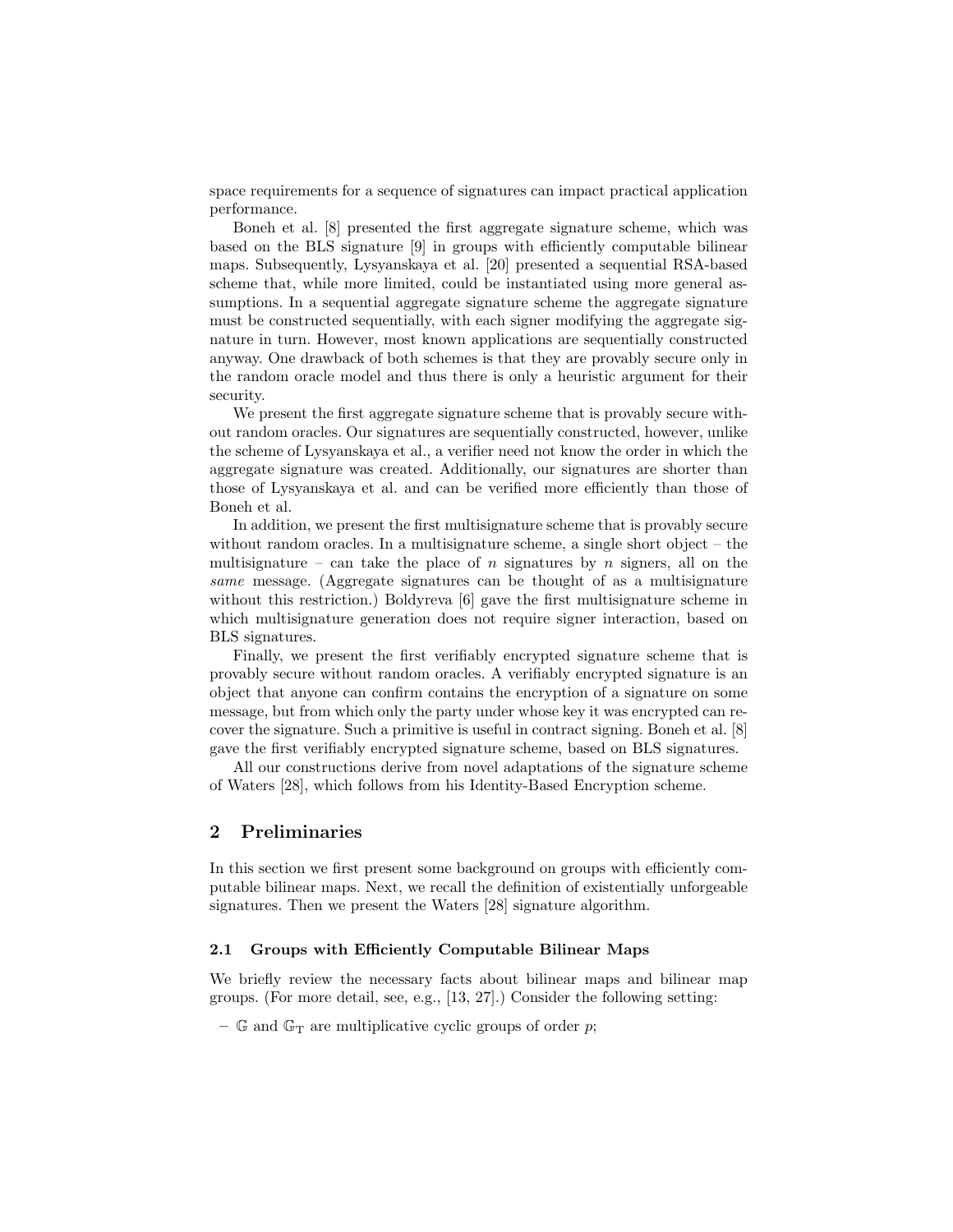space requirements for a sequence of signatures can impact practical application performance.

Boneh et al. [8] presented the first aggregate signature scheme, which was based on the BLS signature [9] in groups with efficiently computable bilinear maps. Subsequently, Lysyanskaya et al. [20] presented a sequential RSA-based scheme that, while more limited, could be instantiated using more general assumptions. In a sequential aggregate signature scheme the aggregate signature must be constructed sequentially, with each signer modifying the aggregate signature in turn. However, most known applications are sequentially constructed anyway. One drawback of both schemes is that they are provably secure only in the random oracle model and thus there is only a heuristic argument for their security.

We present the first aggregate signature scheme that is provably secure without random oracles. Our signatures are sequentially constructed, however, unlike the scheme of Lysyanskaya et al., a verifier need not know the order in which the aggregate signature was created. Additionally, our signatures are shorter than those of Lysyanskaya et al. and can be verified more efficiently than those of Boneh et al.

In addition, we present the first multisignature scheme that is provably secure without random oracles. In a multisignature scheme, a single short object – the multisignature – can take the place of $n$ signatures by $n$ signers, all on the *same* message. (Aggregate signatures can be thought of as a multisignature without this restriction.) Boldyreva [6] gave the first multisignature scheme in which multisignature generation does not require signer interaction, based on BLS signatures.

Finally, we present the first verifiably encrypted signature scheme that is provably secure without random oracles. A verifiably encrypted signature is an object that anyone can confirm contains the encryption of a signature on some message, but from which only the party under whose key it was encrypted can recover the signature. Such a primitive is useful in contract signing. Boneh et al. [8] gave the first verifiably encrypted signature scheme, based on BLS signatures.

All our constructions derive from novel adaptations of the signature scheme of Waters [28], which follows from his Identity-Based Encryption scheme.

## 2 Preliminaries

In this section we first present some background on groups with efficiently computable bilinear maps. Next, we recall the definition of existentially unforgeable signatures. Then we present the Waters [28] signature algorithm.

### 2.1 Groups with Efficiently Computable Bilinear Maps

We briefly review the necessary facts about bilinear maps and bilinear map groups. (For more detail, see, e.g., [13, 27].) Consider the following setting:

– $\mathbb{G}$ and $\mathbb{G}_{\mathrm{T}}$ are multiplicative cyclic groups of order $p$;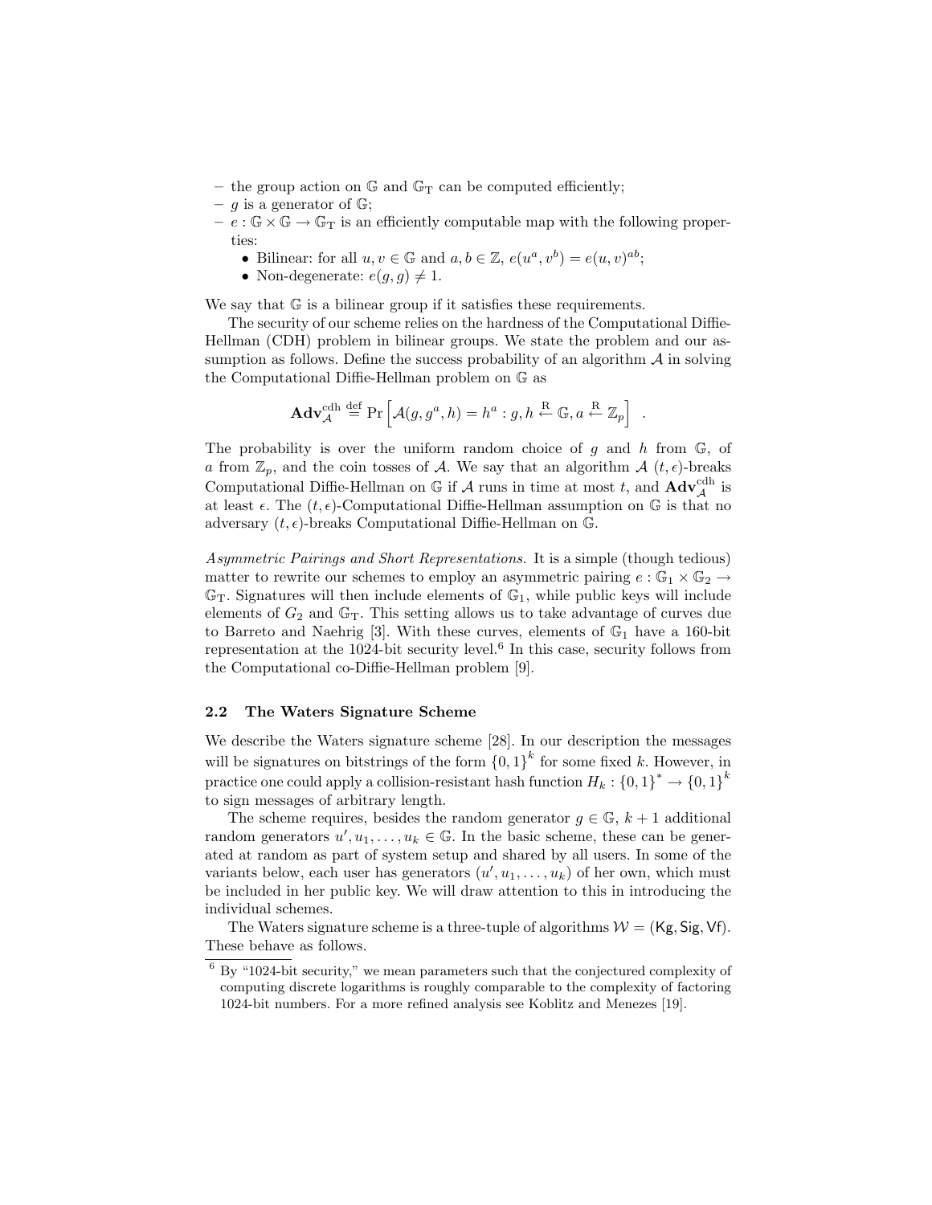– the group action on $\mathbb{G}$ and $\mathbb{G}_T$ can be computed efficiently;
– $g$ is a generator of $\mathbb{G}$;
– $e : \mathbb{G} \times \mathbb{G} \to \mathbb{G}_T$ is an efficiently computable map with the following properties:
  - Bilinear: for all $u, v \in \mathbb{G}$ and $a, b \in \mathbb{Z}$, $e(u^a, v^b) = e(u, v)^{ab}$;
  - Non-degenerate: $e(g, g) \neq 1$.

We say that $\mathbb{G}$ is a bilinear group if it satisfies these requirements.

The security of our scheme relies on the hardness of the Computational Diffie-Hellman (CDH) problem in bilinear groups. We state the problem and our assumption as follows. Define the success probability of an algorithm $\mathcal{A}$ in solving the Computational Diffie-Hellman problem on $\mathbb{G}$ as

$$\mathbf{Adv}_{\mathcal{A}}^{\mathrm{cdh}} \stackrel{\mathrm{def}}{=} \Pr\left[\mathcal{A}(g, g^a, h) = h^a : g, h \stackrel{\mathrm{R}}{\leftarrow} \mathbb{G}, a \stackrel{\mathrm{R}}{\leftarrow} \mathbb{Z}_p\right] \ .$$

The probability is over the uniform random choice of $g$ and $h$ from $\mathbb{G}$, of $a$ from $\mathbb{Z}_p$, and the coin tosses of $\mathcal{A}$. We say that an algorithm $\mathcal{A}$ $(t, \epsilon)$-breaks Computational Diffie-Hellman on $\mathbb{G}$ if $\mathcal{A}$ runs in time at most $t$, and $\mathbf{Adv}_{\mathcal{A}}^{\mathrm{cdh}}$ is at least $\epsilon$. The $(t, \epsilon)$-Computational Diffie-Hellman assumption on $\mathbb{G}$ is that no adversary $(t, \epsilon)$-breaks Computational Diffie-Hellman on $\mathbb{G}$.

*Asymmetric Pairings and Short Representations.* It is a simple (though tedious) matter to rewrite our schemes to employ an asymmetric pairing $e : \mathbb{G}_1 \times \mathbb{G}_2 \to \mathbb{G}_T$. Signatures will then include elements of $\mathbb{G}_1$, while public keys will include elements of $G_2$ and $\mathbb{G}_T$. This setting allows us to take advantage of curves due to Barreto and Naehrig [3]. With these curves, elements of $\mathbb{G}_1$ have a 160-bit representation at the 1024-bit security level.[6] In this case, security follows from the Computational co-Diffie-Hellman problem [9].

### 2.2 The Waters Signature Scheme

We describe the Waters signature scheme [28]. In our description the messages will be signatures on bitstrings of the form $\{0,1\}^k$ for some fixed $k$. However, in practice one could apply a collision-resistant hash function $H_k : \{0,1\}^* \to \{0,1\}^k$ to sign messages of arbitrary length.

The scheme requires, besides the random generator $g \in \mathbb{G}$, $k+1$ additional random generators $u', u_1, \ldots, u_k \in \mathbb{G}$. In the basic scheme, these can be generated at random as part of system setup and shared by all users. In some of the variants below, each user has generators $(u', u_1, \ldots, u_k)$ of her own, which must be included in her public key. We will draw attention to this in introducing the individual schemes.

The Waters signature scheme is a three-tuple of algorithms $\mathcal{W} = (\mathsf{Kg}, \mathsf{Sig}, \mathsf{Vf})$. These behave as follows.

[6] By "1024-bit security," we mean parameters such that the conjectured complexity of computing discrete logarithms is roughly comparable to the complexity of factoring 1024-bit numbers. For a more refined analysis see Koblitz and Menezes [19].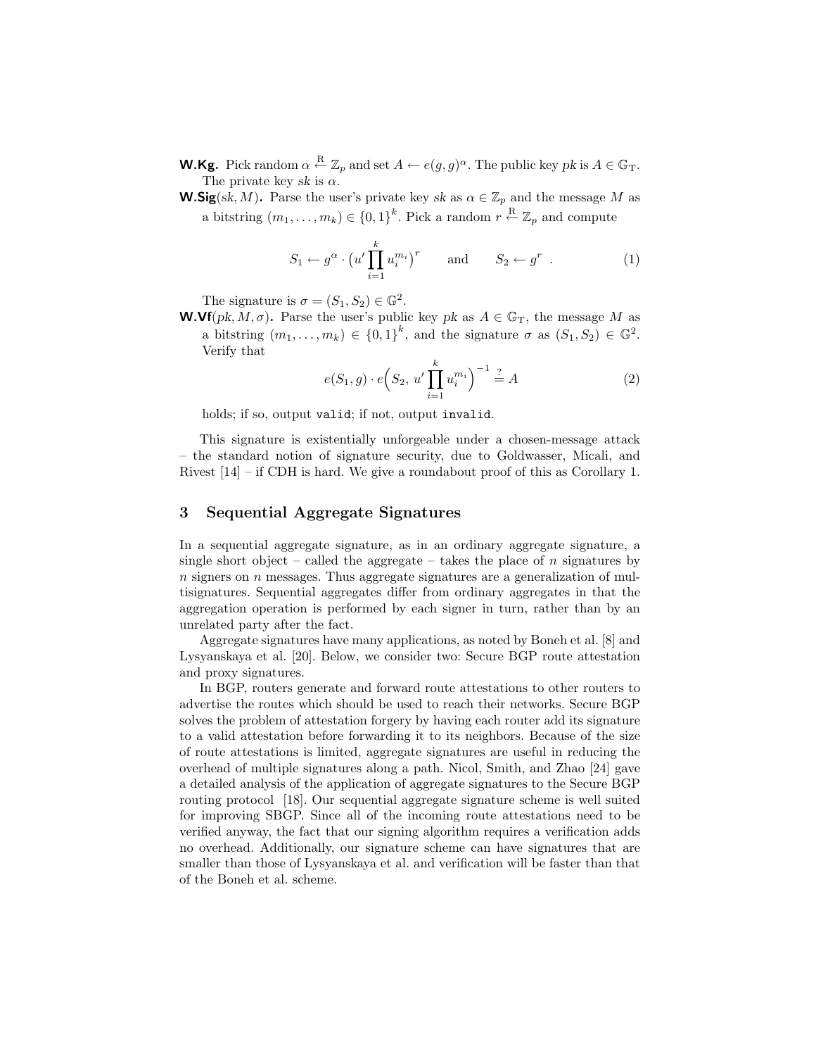**W.Kg.** Pick random $\alpha \xleftarrow{R} \mathbb{Z}_p$ and set $A \leftarrow e(g,g)^{\alpha}$. The public key *pk* is $A \in \mathbb{G}_T$. The private key *sk* is $\alpha$.

**W.Sig**$(sk, M)$**.** Parse the user's private key *sk* as $\alpha \in \mathbb{Z}_p$ and the message $M$ as a bitstring $(m_1, \ldots, m_k) \in \{0,1\}^k$. Pick a random $r \xleftarrow{R} \mathbb{Z}_p$ and compute

$$S_1 \leftarrow g^{\alpha} \cdot \left(u' \prod_{i=1}^{k} u_i^{m_i}\right)^r \qquad \text{and} \qquad S_2 \leftarrow g^r \ . \tag{1}$$

The signature is $\sigma = (S_1, S_2) \in \mathbb{G}^2$.

**W.Vf**$(pk, M, \sigma)$**.** Parse the user's public key *pk* as $A \in \mathbb{G}_T$, the message $M$ as a bitstring $(m_1, \ldots, m_k) \in \{0,1\}^k$, and the signature $\sigma$ as $(S_1, S_2) \in \mathbb{G}^2$. Verify that

$$e(S_1, g) \cdot e\Big(S_2,\ u' \prod_{i=1}^{k} u_i^{m_i}\Big)^{-1} \stackrel{?}{=} A \tag{2}$$

holds; if so, output `valid`; if not, output `invalid`.

This signature is existentially unforgeable under a chosen-message attack – the standard notion of signature security, due to Goldwasser, Micali, and Rivest [14] – if CDH is hard. We give a roundabout proof of this as Corollary 1.

## 3 Sequential Aggregate Signatures

In a sequential aggregate signature, as in an ordinary aggregate signature, a single short object – called the aggregate – takes the place of $n$ signatures by $n$ signers on $n$ messages. Thus aggregate signatures are a generalization of multisignatures. Sequential aggregates differ from ordinary aggregates in that the aggregation operation is performed by each signer in turn, rather than by an unrelated party after the fact.

Aggregate signatures have many applications, as noted by Boneh et al. [8] and Lysyanskaya et al. [20]. Below, we consider two: Secure BGP route attestation and proxy signatures.

In BGP, routers generate and forward route attestations to other routers to advertise the routes which should be used to reach their networks. Secure BGP solves the problem of attestation forgery by having each router add its signature to a valid attestation before forwarding it to its neighbors. Because of the size of route attestations is limited, aggregate signatures are useful in reducing the overhead of multiple signatures along a path. Nicol, Smith, and Zhao [24] gave a detailed analysis of the application of aggregate signatures to the Secure BGP routing protocol [18]. Our sequential aggregate signature scheme is well suited for improving SBGP. Since all of the incoming route attestations need to be verified anyway, the fact that our signing algorithm requires a verification adds no overhead. Additionally, our signature scheme can have signatures that are smaller than those of Lysyanskaya et al. and verification will be faster than that of the Boneh et al. scheme.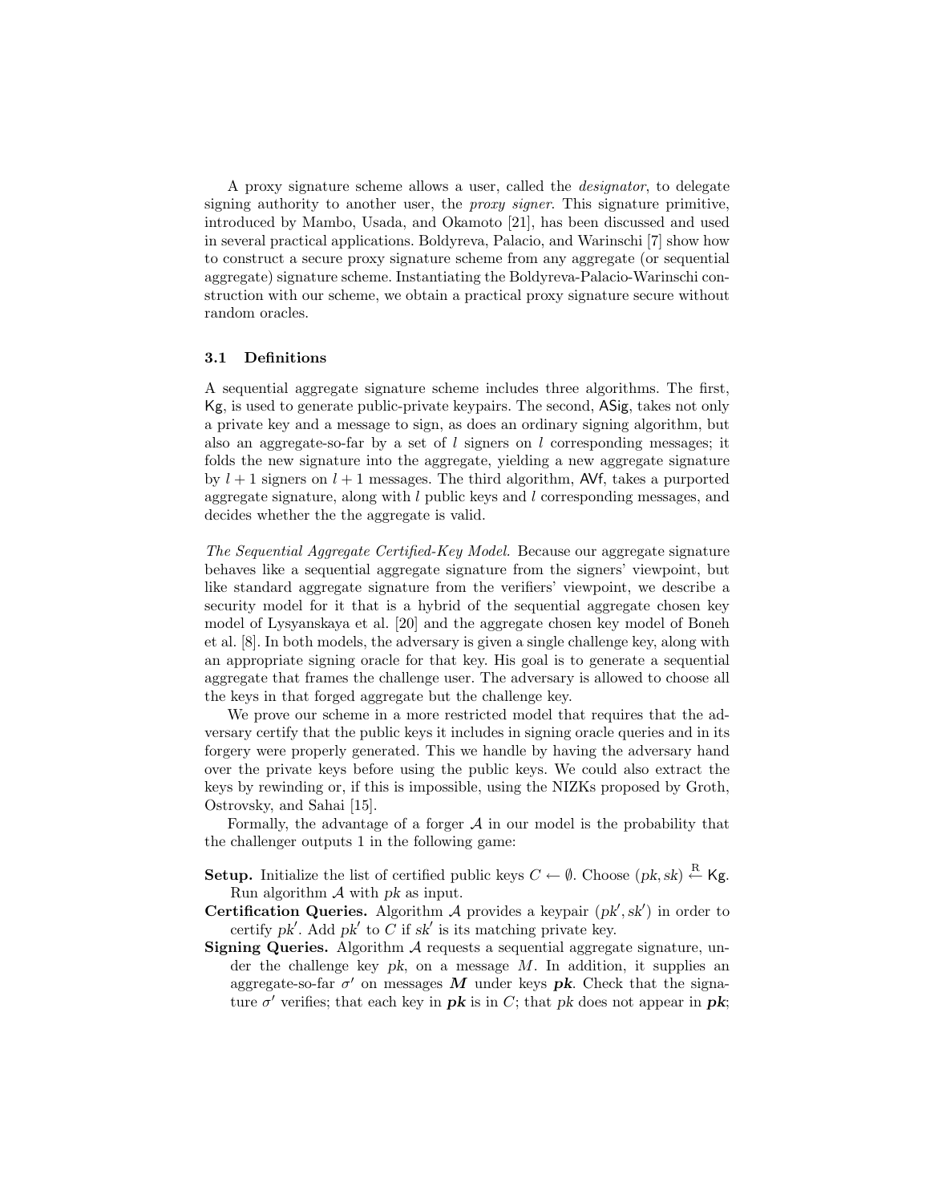A proxy signature scheme allows a user, called the *designator*, to delegate signing authority to another user, the *proxy signer*. This signature primitive, introduced by Mambo, Usada, and Okamoto [21], has been discussed and used in several practical applications. Boldyreva, Palacio, and Warinschi [7] show how to construct a secure proxy signature scheme from any aggregate (or sequential aggregate) signature scheme. Instantiating the Boldyreva-Palacio-Warinschi construction with our scheme, we obtain a practical proxy signature secure without random oracles.

### 3.1 Definitions

A sequential aggregate signature scheme includes three algorithms. The first, $\mathsf{Kg}$, is used to generate public-private keypairs. The second, $\mathsf{ASig}$, takes not only a private key and a message to sign, as does an ordinary signing algorithm, but also an aggregate-so-far by a set of $l$ signers on $l$ corresponding messages; it folds the new signature into the aggregate, yielding a new aggregate signature by $l+1$ signers on $l+1$ messages. The third algorithm, $\mathsf{AVf}$, takes a purported aggregate signature, along with $l$ public keys and $l$ corresponding messages, and decides whether the the aggregate is valid.

*The Sequential Aggregate Certified-Key Model.* Because our aggregate signature behaves like a sequential aggregate signature from the signers' viewpoint, but like standard aggregate signature from the verifiers' viewpoint, we describe a security model for it that is a hybrid of the sequential aggregate chosen key model of Lysyanskaya et al. [20] and the aggregate chosen key model of Boneh et al. [8]. In both models, the adversary is given a single challenge key, along with an appropriate signing oracle for that key. His goal is to generate a sequential aggregate that frames the challenge user. The adversary is allowed to choose all the keys in that forged aggregate but the challenge key.

We prove our scheme in a more restricted model that requires that the adversary certify that the public keys it includes in signing oracle queries and in its forgery were properly generated. This we handle by having the adversary hand over the private keys before using the public keys. We could also extract the keys by rewinding or, if this is impossible, using the NIZKs proposed by Groth, Ostrovsky, and Sahai [15].

Formally, the advantage of a forger $\mathcal{A}$ in our model is the probability that the challenger outputs 1 in the following game:

**Setup.** Initialize the list of certified public keys $C \leftarrow \emptyset$. Choose $(pk, sk) \xleftarrow{\text{R}} \mathsf{Kg}$. Run algorithm $\mathcal{A}$ with $pk$ as input.

**Certification Queries.** Algorithm $\mathcal{A}$ provides a keypair $(pk', sk')$ in order to certify $pk'$. Add $pk'$ to $C$ if $sk'$ is its matching private key.

**Signing Queries.** Algorithm $\mathcal{A}$ requests a sequential aggregate signature, under the challenge key $pk$, on a message $M$. In addition, it supplies an aggregate-so-far $\sigma'$ on messages $\boldsymbol{M}$ under keys $\boldsymbol{pk}$. Check that the signature $\sigma'$ verifies; that each key in $\boldsymbol{pk}$ is in $C$; that $pk$ does not appear in $\boldsymbol{pk}$;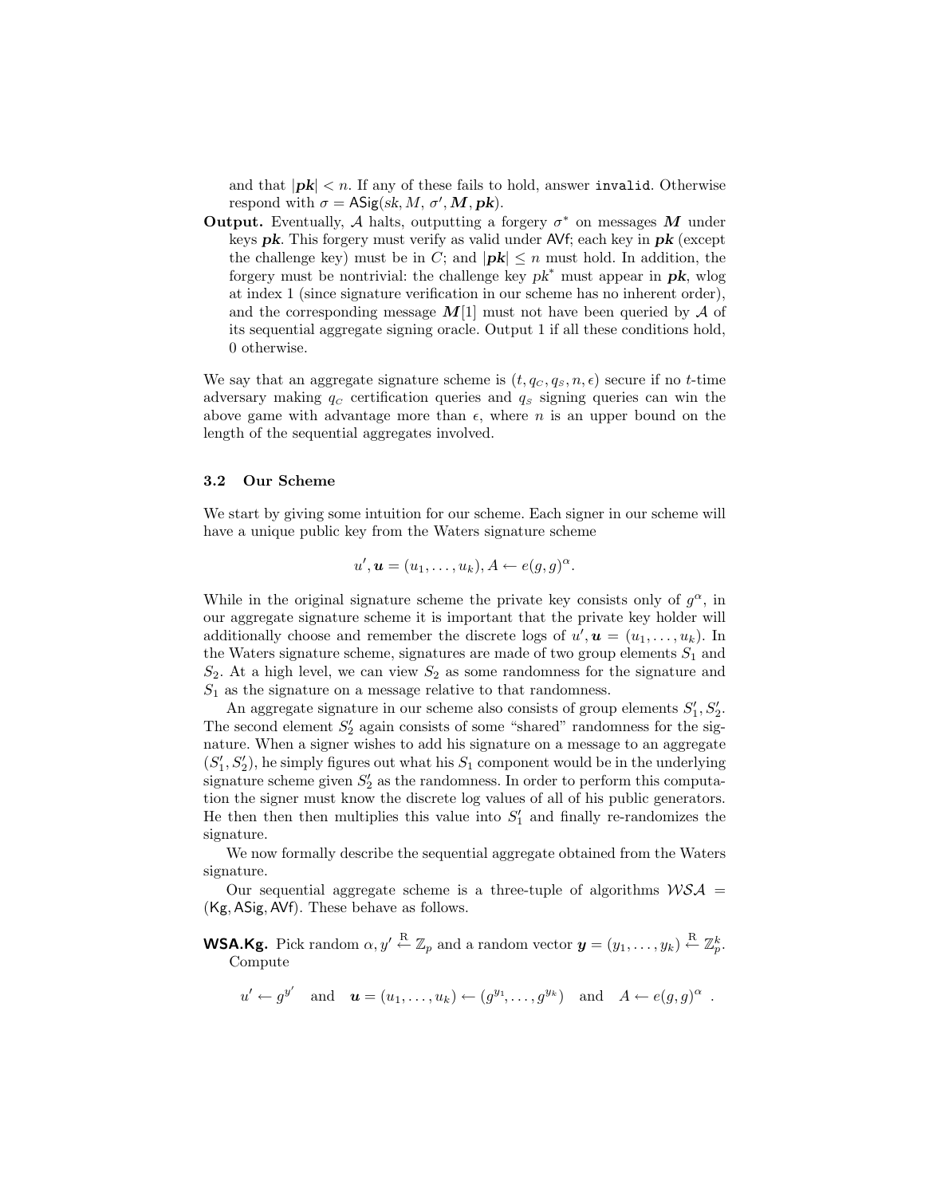and that $|\boldsymbol{pk}| < n$. If any of these fails to hold, answer `invalid`. Otherwise respond with $\sigma = \mathsf{ASig}(sk, M, \sigma', \boldsymbol{M}, \boldsymbol{pk})$.

**Output.** Eventually, $\mathcal{A}$ halts, outputting a forgery $\sigma^*$ on messages $\boldsymbol{M}$ under keys $\boldsymbol{pk}$. This forgery must verify as valid under $\mathsf{AVf}$; each key in $\boldsymbol{pk}$ (except the challenge key) must be in $C$; and $|\boldsymbol{pk}| \leq n$ must hold. In addition, the forgery must be nontrivial: the challenge key $pk^*$ must appear in $\boldsymbol{pk}$, wlog at index 1 (since signature verification in our scheme has no inherent order), and the corresponding message $\boldsymbol{M}[1]$ must not have been queried by $\mathcal{A}$ of its sequential aggregate signing oracle. Output 1 if all these conditions hold, 0 otherwise.

We say that an aggregate signature scheme is $(t, q_C, q_S, n, \epsilon)$ secure if no $t$-time adversary making $q_C$ certification queries and $q_S$ signing queries can win the above game with advantage more than $\epsilon$, where $n$ is an upper bound on the length of the sequential aggregates involved.

### 3.2 Our Scheme

We start by giving some intuition for our scheme. Each signer in our scheme will have a unique public key from the Waters signature scheme

$$u', \boldsymbol{u} = (u_1, \ldots, u_k), A \leftarrow e(g, g)^{\alpha}.$$

While in the original signature scheme the private key consists only of $g^{\alpha}$, in our aggregate signature scheme it is important that the private key holder will additionally choose and remember the discrete logs of $u', \boldsymbol{u} = (u_1, \ldots, u_k)$. In the Waters signature scheme, signatures are made of two group elements $S_1$ and $S_2$. At a high level, we can view $S_2$ as some randomness for the signature and $S_1$ as the signature on a message relative to that randomness.

An aggregate signature in our scheme also consists of group elements $S_1', S_2'$. The second element $S_2'$ again consists of some "shared" randomness for the signature. When a signer wishes to add his signature on a message to an aggregate $(S_1', S_2')$, he simply figures out what his $S_1$ component would be in the underlying signature scheme given $S_2'$ as the randomness. In order to perform this computation the signer must know the discrete log values of all of his public generators. He then then then multiplies this value into $S_1'$ and finally re-randomizes the signature.

We now formally describe the sequential aggregate obtained from the Waters signature.

Our sequential aggregate scheme is a three-tuple of algorithms $\mathcal{WSA} = (\mathsf{Kg}, \mathsf{ASig}, \mathsf{AVf})$. These behave as follows.

**WSA.Kg.** Pick random $\alpha, y' \xleftarrow{\text{R}} \mathbb{Z}_p$ and a random vector $\boldsymbol{y} = (y_1, \ldots, y_k) \xleftarrow{\text{R}} \mathbb{Z}_p^k$. Compute

$$u' \leftarrow g^{y'} \quad \text{and} \quad \boldsymbol{u} = (u_1, \ldots, u_k) \leftarrow (g^{y_1}, \ldots, g^{y_k}) \quad \text{and} \quad A \leftarrow e(g, g)^{\alpha} \ .$$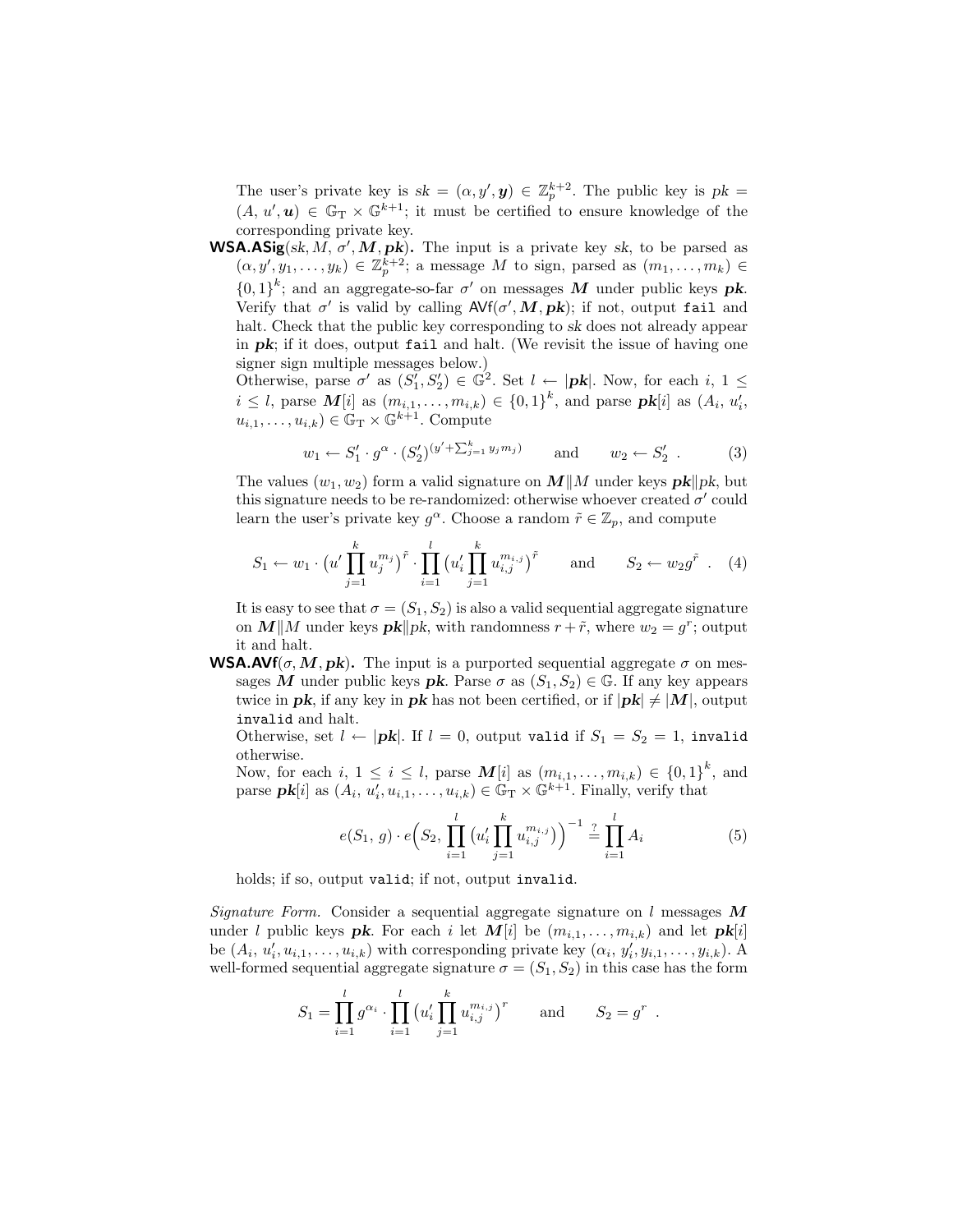The user's private key is $sk = (\alpha, y', \boldsymbol{y}) \in \mathbb{Z}_p^{k+2}$. The public key is $pk = (A,\, u', \boldsymbol{u}) \in \mathbb{G}_T \times \mathbb{G}^{k+1}$; it must be certified to ensure knowledge of the corresponding private key.

**WSA.ASig**$(sk, M, \sigma', \boldsymbol{M}, \boldsymbol{pk})$**.** The input is a private key $sk$, to be parsed as $(\alpha, y', y_1, \ldots, y_k) \in \mathbb{Z}_p^{k+2}$; a message $M$ to sign, parsed as $(m_1, \ldots, m_k) \in \{0,1\}^k$; and an aggregate-so-far $\sigma'$ on messages $\boldsymbol{M}$ under public keys $\boldsymbol{pk}$. Verify that $\sigma'$ is valid by calling $\mathsf{AVf}(\sigma', \boldsymbol{M}, \boldsymbol{pk})$; if not, output `fail` and halt. Check that the public key corresponding to $sk$ does not already appear in $\boldsymbol{pk}$; if it does, output `fail` and halt. (We revisit the issue of having one signer sign multiple messages below.)

Otherwise, parse $\sigma'$ as $(S_1', S_2') \in \mathbb{G}^2$. Set $l \leftarrow |\boldsymbol{pk}|$. Now, for each $i$, $1 \le i \le l$, parse $\boldsymbol{M}[i]$ as $(m_{i,1}, \ldots, m_{i,k}) \in \{0,1\}^k$, and parse $\boldsymbol{pk}[i]$ as $(A_i,\, u_i', u_{i,1}, \ldots, u_{i,k}) \in \mathbb{G}_T \times \mathbb{G}^{k+1}$. Compute

$$w_1 \leftarrow S_1' \cdot g^{\alpha} \cdot (S_2')^{(y' + \sum_{j=1}^{k} y_j m_j)} \qquad \text{and} \qquad w_2 \leftarrow S_2' \ . \tag{3}$$

The values $(w_1, w_2)$ form a valid signature on $\boldsymbol{M} \| M$ under keys $\boldsymbol{pk} \| pk$, but this signature needs to be re-randomized: otherwise whoever created $\sigma'$ could learn the user's private key $g^{\alpha}$. Choose a random $\tilde{r} \in \mathbb{Z}_p$, and compute

$$S_1 \leftarrow w_1 \cdot \big(u' \prod_{j=1}^{k} u_j^{m_j}\big)^{\tilde{r}} \cdot \prod_{i=1}^{l} \big(u_i' \prod_{j=1}^{k} u_{i,j}^{m_{i,j}}\big)^{\tilde{r}} \qquad \text{and} \qquad S_2 \leftarrow w_2 g^{\tilde{r}} \ . \tag{4}$$

It is easy to see that $\sigma = (S_1, S_2)$ is also a valid sequential aggregate signature on $\boldsymbol{M} \| M$ under keys $\boldsymbol{pk} \| pk$, with randomness $r + \tilde{r}$, where $w_2 = g^r$; output it and halt.

**WSA.AVf**$(\sigma, \boldsymbol{M}, \boldsymbol{pk})$**.** The input is a purported sequential aggregate $\sigma$ on messages $\boldsymbol{M}$ under public keys $\boldsymbol{pk}$. Parse $\sigma$ as $(S_1, S_2) \in \mathbb{G}$. If any key appears twice in $\boldsymbol{pk}$, if any key in $\boldsymbol{pk}$ has not been certified, or if $|\boldsymbol{pk}| \ne |\boldsymbol{M}|$, output `invalid` and halt.

Otherwise, set $l \leftarrow |\boldsymbol{pk}|$. If $l = 0$, output `valid` if $S_1 = S_2 = 1$, `invalid` otherwise.

Now, for each $i$, $1 \le i \le l$, parse $\boldsymbol{M}[i]$ as $(m_{i,1}, \ldots, m_{i,k}) \in \{0,1\}^k$, and parse $\boldsymbol{pk}[i]$ as $(A_i,\, u_i', u_{i,1}, \ldots, u_{i,k}) \in \mathbb{G}_T \times \mathbb{G}^{k+1}$. Finally, verify that

$$e(S_1,\, g) \cdot e\Big(S_2, \prod_{i=1}^{l} \big(u_i' \prod_{j=1}^{k} u_{i,j}^{m_{i,j}}\big)\Big)^{-1} \stackrel{?}{=} \prod_{i=1}^{l} A_i \tag{5}$$

holds; if so, output `valid`; if not, output `invalid`.

*Signature Form.* Consider a sequential aggregate signature on $l$ messages $\boldsymbol{M}$ under $l$ public keys $\boldsymbol{pk}$. For each $i$ let $\boldsymbol{M}[i]$ be $(m_{i,1}, \ldots, m_{i,k})$ and let $\boldsymbol{pk}[i]$ be $(A_i,\, u_i', u_{i,1}, \ldots, u_{i,k})$ with corresponding private key $(\alpha_i,\, y_i', y_{i,1}, \ldots, y_{i,k})$. A well-formed sequential aggregate signature $\sigma = (S_1, S_2)$ in this case has the form

$$S_1 = \prod_{i=1}^{l} g^{\alpha_i} \cdot \prod_{i=1}^{l} \big(u_i' \prod_{j=1}^{k} u_{i,j}^{m_{i,j}}\big)^{r} \qquad \text{and} \qquad S_2 = g^r \ .$$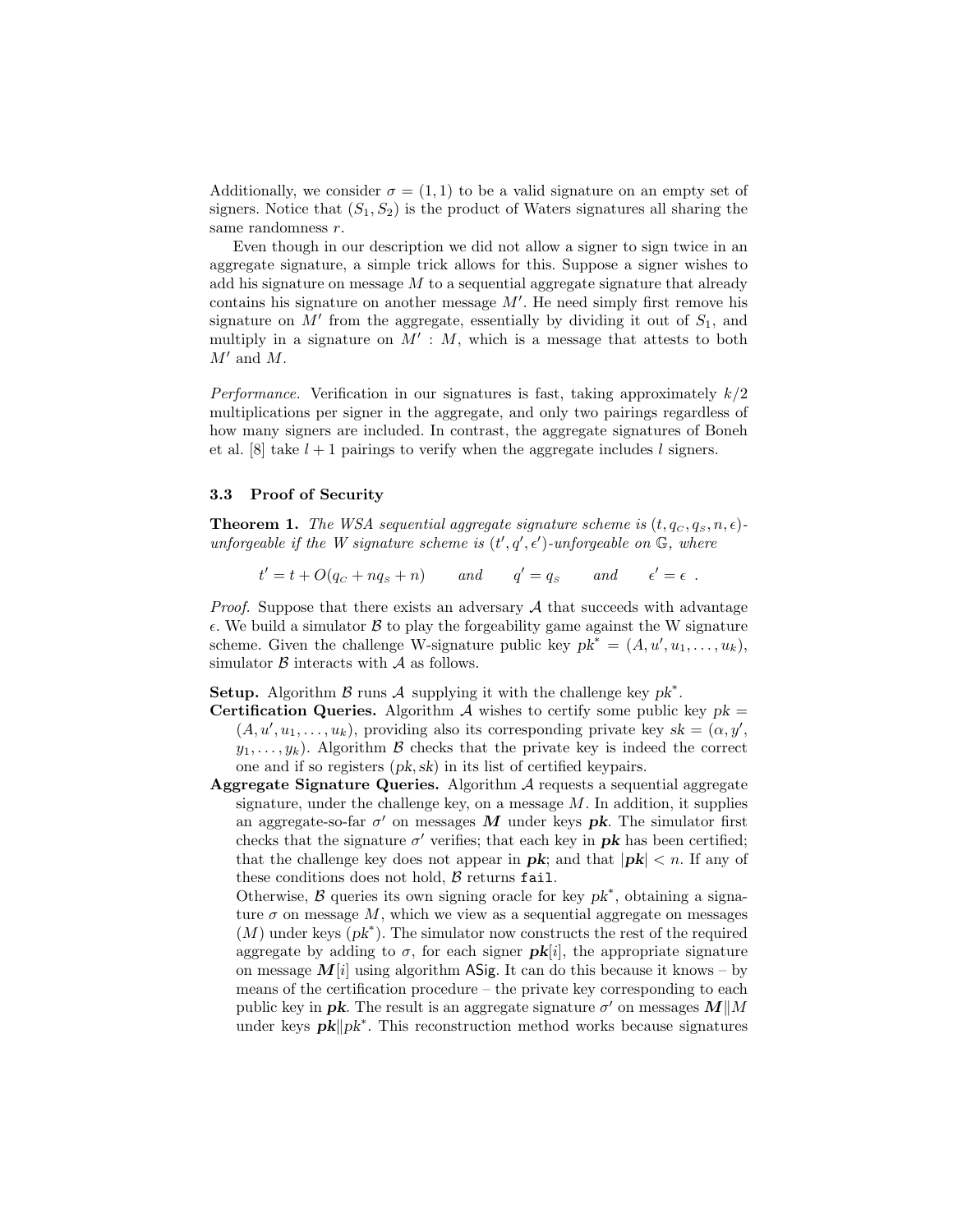Additionally, we consider $\sigma = (1, 1)$ to be a valid signature on an empty set of signers. Notice that $(S_1, S_2)$ is the product of Waters signatures all sharing the same randomness $r$.

Even though in our description we did not allow a signer to sign twice in an aggregate signature, a simple trick allows for this. Suppose a signer wishes to add his signature on message $M$ to a sequential aggregate signature that already contains his signature on another message $M'$. He need simply first remove his signature on $M'$ from the aggregate, essentially by dividing it out of $S_1$, and multiply in a signature on $M' : M$, which is a message that attests to both $M'$ and $M$.

*Performance.* Verification in our signatures is fast, taking approximately $k/2$ multiplications per signer in the aggregate, and only two pairings regardless of how many signers are included. In contrast, the aggregate signatures of Boneh et al. [8] take $l + 1$ pairings to verify when the aggregate includes $l$ signers.

### 3.3 Proof of Security

**Theorem 1.** *The WSA sequential aggregate signature scheme is $(t, q_C, q_S, n, \epsilon)$-unforgeable if the W signature scheme is $(t', q', \epsilon')$-unforgeable on $\mathbb{G}$, where*

$$t' = t + O(q_C + nq_S + n) \qquad \text{and} \qquad q' = q_S \qquad \text{and} \qquad \epsilon' = \epsilon \ .$$

*Proof.* Suppose that there exists an adversary $\mathcal{A}$ that succeeds with advantage $\epsilon$. We build a simulator $\mathcal{B}$ to play the forgeability game against the W signature scheme. Given the challenge W-signature public key $pk^* = (A, u', u_1, \ldots, u_k)$, simulator $\mathcal{B}$ interacts with $\mathcal{A}$ as follows.

**Setup.** Algorithm $\mathcal{B}$ runs $\mathcal{A}$ supplying it with the challenge key $pk^*$.

**Certification Queries.** Algorithm $\mathcal{A}$ wishes to certify some public key $pk = (A, u', u_1, \ldots, u_k)$, providing also its corresponding private key $sk = (\alpha, y', y_1, \ldots, y_k)$. Algorithm $\mathcal{B}$ checks that the private key is indeed the correct one and if so registers $(pk, sk)$ in its list of certified keypairs.

**Aggregate Signature Queries.** Algorithm $\mathcal{A}$ requests a sequential aggregate signature, under the challenge key, on a message $M$. In addition, it supplies an aggregate-so-far $\sigma'$ on messages $\boldsymbol{M}$ under keys $\boldsymbol{pk}$. The simulator first checks that the signature $\sigma'$ verifies; that each key in $\boldsymbol{pk}$ has been certified; that the challenge key does not appear in $\boldsymbol{pk}$; and that $|\boldsymbol{pk}| < n$. If any of these conditions does not hold, $\mathcal{B}$ returns `fail`.

Otherwise, $\mathcal{B}$ queries its own signing oracle for key $pk^*$, obtaining a signature $\sigma$ on message $M$, which we view as a sequential aggregate on messages $(M)$ under keys $(pk^*)$. The simulator now constructs the rest of the required aggregate by adding to $\sigma$, for each signer $\boldsymbol{pk}[i]$, the appropriate signature on message $\boldsymbol{M}[i]$ using algorithm $\mathsf{ASig}$. It can do this because it knows – by means of the certification procedure – the private key corresponding to each public key in $\boldsymbol{pk}$. The result is an aggregate signature $\sigma'$ on messages $\boldsymbol{M} \| M$ under keys $\boldsymbol{pk} \| pk^*$. This reconstruction method works because signatures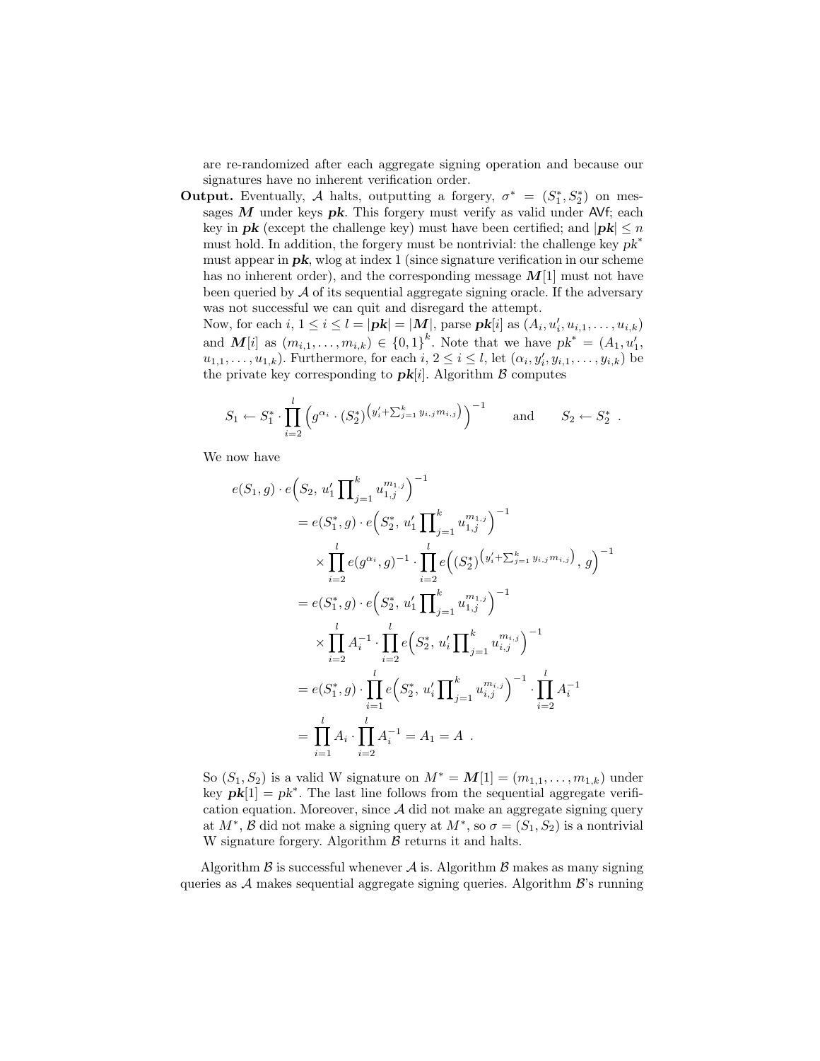are re-randomized after each aggregate signing operation and because our signatures have no inherent verification order.

**Output.** Eventually, $\mathcal{A}$ halts, outputting a forgery, $\sigma^* = (S_1^*, S_2^*)$ on messages $\boldsymbol{M}$ under keys $\boldsymbol{pk}$. This forgery must verify as valid under $\mathsf{AVf}$; each key in $\boldsymbol{pk}$ (except the challenge key) must have been certified; and $|\boldsymbol{pk}| \le n$ must hold. In addition, the forgery must be nontrivial: the challenge key $pk^*$ must appear in $\boldsymbol{pk}$, wlog at index 1 (since signature verification in our scheme has no inherent order), and the corresponding message $\boldsymbol{M}[1]$ must not have been queried by $\mathcal{A}$ of its sequential aggregate signing oracle. If the adversary was not successful we can quit and disregard the attempt.

Now, for each $i$, $1 \le i \le l = |\boldsymbol{pk}| = |\boldsymbol{M}|$, parse $\boldsymbol{pk}[i]$ as $(A_i, u_i', u_{i,1}, \dots, u_{i,k})$ and $\boldsymbol{M}[i]$ as $(m_{i,1}, \dots, m_{i,k}) \in \{0,1\}^k$. Note that we have $pk^* = (A_1, u_1', u_{1,1}, \dots, u_{1,k})$. Furthermore, for each $i$, $2 \le i \le l$, let $(\alpha_i, y_i', y_{i,1}, \dots, y_{i,k})$ be the private key corresponding to $\boldsymbol{pk}[i]$. Algorithm $\mathcal{B}$ computes

$$S_1 \leftarrow S_1^* \cdot \prod_{i=2}^{l} \left( g^{\alpha_i} \cdot (S_2^*)^{\left(y_i' + \sum_{j=1}^{k} y_{i,j} m_{i,j}\right)} \right)^{-1} \qquad \text{and} \qquad S_2 \leftarrow S_2^* \ .$$

We now have

$$\begin{aligned}
e(S_1, g) \cdot e\Big(S_2,\, u_1' \prod\nolimits_{j=1}^{k} u_{1,j}^{m_{1,j}}\Big)^{-1} \\
&= e(S_1^*, g) \cdot e\Big(S_2^*,\, u_1' \prod\nolimits_{j=1}^{k} u_{1,j}^{m_{1,j}}\Big)^{-1} \\
&\quad \times \prod_{i=2}^{l} e(g^{\alpha_i}, g)^{-1} \cdot \prod_{i=2}^{l} e\Big((S_2^*)^{\left(y_i' + \sum_{j=1}^{k} y_{i,j} m_{i,j}\right)},\, g\Big)^{-1} \\
&= e(S_1^*, g) \cdot e\Big(S_2^*,\, u_1' \prod\nolimits_{j=1}^{k} u_{1,j}^{m_{1,j}}\Big)^{-1} \\
&\quad \times \prod_{i=2}^{l} A_i^{-1} \cdot \prod_{i=2}^{l} e\Big(S_2^*,\, u_i' \prod\nolimits_{j=1}^{k} u_{i,j}^{m_{i,j}}\Big)^{-1} \\
&= e(S_1^*, g) \cdot \prod_{i=1}^{l} e\Big(S_2^*,\, u_i' \prod\nolimits_{j=1}^{k} u_{i,j}^{m_{i,j}}\Big)^{-1} \cdot \prod_{i=2}^{l} A_i^{-1} \\
&= \prod_{i=1}^{l} A_i \cdot \prod_{i=2}^{l} A_i^{-1} = A_1 = A \ .
\end{aligned}$$

So $(S_1, S_2)$ is a valid W signature on $M^* = \boldsymbol{M}[1] = (m_{1,1}, \dots, m_{1,k})$ under key $\boldsymbol{pk}[1] = pk^*$. The last line follows from the sequential aggregate verification equation. Moreover, since $\mathcal{A}$ did not make an aggregate signing query at $M^*$, $\mathcal{B}$ did not make a signing query at $M^*$, so $\sigma = (S_1, S_2)$ is a nontrivial W signature forgery. Algorithm $\mathcal{B}$ returns it and halts.

Algorithm $\mathcal{B}$ is successful whenever $\mathcal{A}$ is. Algorithm $\mathcal{B}$ makes as many signing queries as $\mathcal{A}$ makes sequential aggregate signing queries. Algorithm $\mathcal{B}$'s running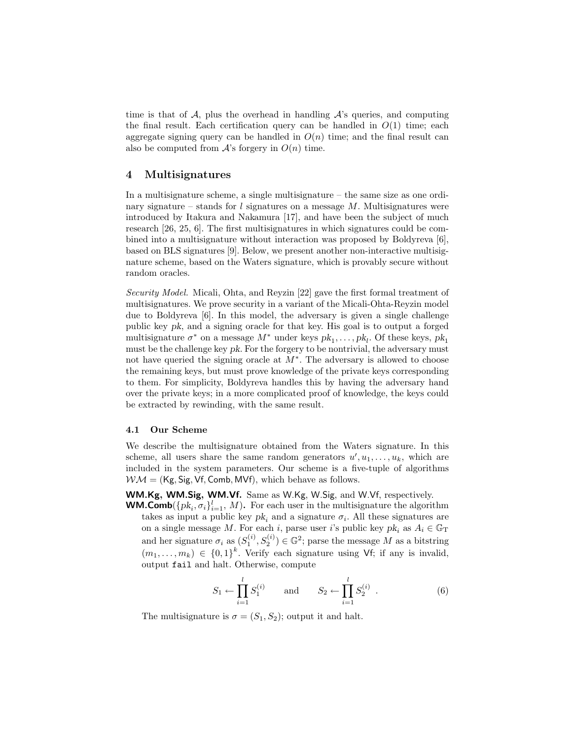time is that of $\mathcal{A}$, plus the overhead in handling $\mathcal{A}$'s queries, and computing the final result. Each certification query can be handled in $O(1)$ time; each aggregate signing query can be handled in $O(n)$ time; and the final result can also be computed from $\mathcal{A}$'s forgery in $O(n)$ time.

## 4 Multisignatures

In a multisignature scheme, a single multisignature – the same size as one ordinary signature – stands for $l$ signatures on a message $M$. Multisignatures were introduced by Itakura and Nakamura [17], and have been the subject of much research [26, 25, 6]. The first multisignatures in which signatures could be combined into a multisignature without interaction was proposed by Boldyreva [6], based on BLS signatures [9]. Below, we present another non-interactive multisignature scheme, based on the Waters signature, which is provably secure without random oracles.

*Security Model.* Micali, Ohta, and Reyzin [22] gave the first formal treatment of multisignatures. We prove security in a variant of the Micali-Ohta-Reyzin model due to Boldyreva [6]. In this model, the adversary is given a single challenge public key $pk$, and a signing oracle for that key. His goal is to output a forged multisignature $\sigma^*$ on a message $M^*$ under keys $pk_1, \dots, pk_l$. Of these keys, $pk_1$ must be the challenge key $pk$. For the forgery to be nontrivial, the adversary must not have queried the signing oracle at $M^*$. The adversary is allowed to choose the remaining keys, but must prove knowledge of the private keys corresponding to them. For simplicity, Boldyreva handles this by having the adversary hand over the private keys; in a more complicated proof of knowledge, the keys could be extracted by rewinding, with the same result.

### 4.1 Our Scheme

We describe the multisignature obtained from the Waters signature. In this scheme, all users share the same random generators $u', u_1, \dots, u_k$, which are included in the system parameters. Our scheme is a five-tuple of algorithms $\mathcal{WM} = (\mathsf{Kg}, \mathsf{Sig}, \mathsf{Vf}, \mathsf{Comb}, \mathsf{MVf})$, which behave as follows.

**WM.Kg, WM.Sig, WM.Vf.** Same as W.Kg, W.Sig, and W.Vf, respectively.

**WM.Comb**$(\{pk_i, \sigma_i\}_{i=1}^{l}, M)$**.** For each user in the multisignature the algorithm takes as input a public key $pk_i$ and a signature $\sigma_i$. All these signatures are on a single message $M$. For each $i$, parse user $i$'s public key $pk_i$ as $A_i \in \mathbb{G}_T$ and her signature $\sigma_i$ as $(S_1^{(i)}, S_2^{(i)}) \in \mathbb{G}^2$; parse the message $M$ as a bitstring $(m_1, \dots, m_k) \in \{0,1\}^k$. Verify each signature using $\mathsf{Vf}$; if any is invalid, output `fail` and halt. Otherwise, compute

$$S_1 \leftarrow \prod_{i=1}^{l} S_1^{(i)} \qquad \text{and} \qquad S_2 \leftarrow \prod_{i=1}^{l} S_2^{(i)} \quad . \tag{6}$$

The multisignature is $\sigma = (S_1, S_2)$; output it and halt.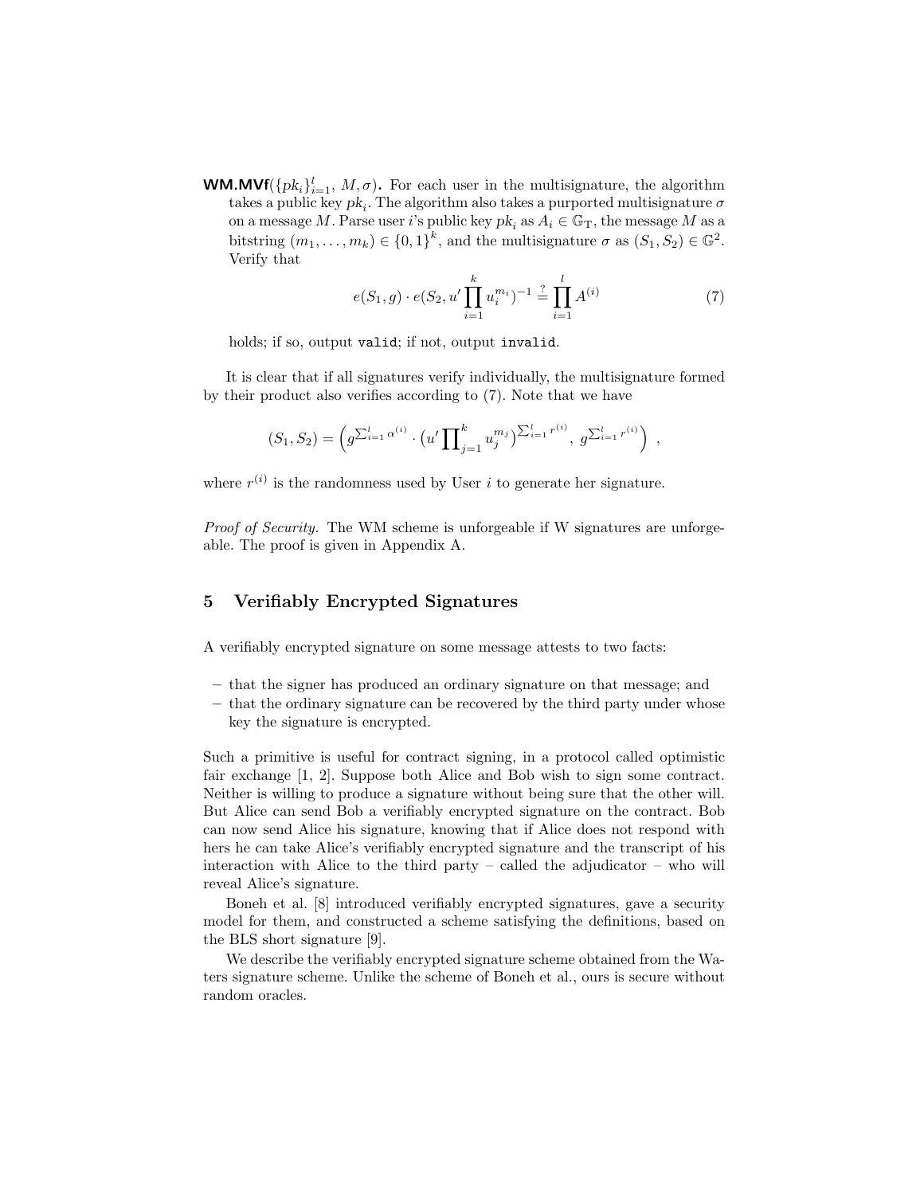**WM.MVf**$(\{pk_i\}_{i=1}^{l}, M, \sigma)$**.** For each user in the multisignature, the algorithm takes a public key $pk_i$. The algorithm also takes a purported multisignature $\sigma$ on a message $M$. Parse user $i$'s public key $pk_i$ as $A_i \in \mathbb{G}_{\mathrm{T}}$, the message $M$ as a bitstring $(m_1, \ldots, m_k) \in \{0,1\}^k$, and the multisignature $\sigma$ as $(S_1, S_2) \in \mathbb{G}^2$. Verify that

$$e(S_1, g) \cdot e(S_2, u' \prod_{i=1}^{k} u_i^{m_i})^{-1} \stackrel{?}{=} \prod_{i=1}^{l} A^{(i)} \tag{7}$$

holds; if so, output `valid`; if not, output `invalid`.

It is clear that if all signatures verify individually, the multisignature formed by their product also verifies according to (7). Note that we have

$$(S_1, S_2) = \left( g^{\sum_{i=1}^{l} \alpha^{(i)}} \cdot \left(u' \prod\nolimits_{j=1}^{k} u_j^{m_j}\right)^{\sum_{i=1}^{l} r^{(i)}},\ g^{\sum_{i=1}^{l} r^{(i)}} \right) ,$$

where $r^{(i)}$ is the randomness used by User $i$ to generate her signature.

*Proof of Security.* The WM scheme is unforgeable if W signatures are unforgeable. The proof is given in Appendix A.

## 5 Verifiably Encrypted Signatures

A verifiably encrypted signature on some message attests to two facts:

- that the signer has produced an ordinary signature on that message; and
- that the ordinary signature can be recovered by the third party under whose key the signature is encrypted.

Such a primitive is useful for contract signing, in a protocol called optimistic fair exchange [1, 2]. Suppose both Alice and Bob wish to sign some contract. Neither is willing to produce a signature without being sure that the other will. But Alice can send Bob a verifiably encrypted signature on the contract. Bob can now send Alice his signature, knowing that if Alice does not respond with hers he can take Alice's verifiably encrypted signature and the transcript of his interaction with Alice to the third party – called the adjudicator – who will reveal Alice's signature.

Boneh et al. [8] introduced verifiably encrypted signatures, gave a security model for them, and constructed a scheme satisfying the definitions, based on the BLS short signature [9].

We describe the verifiably encrypted signature scheme obtained from the Waters signature scheme. Unlike the scheme of Boneh et al., ours is secure without random oracles.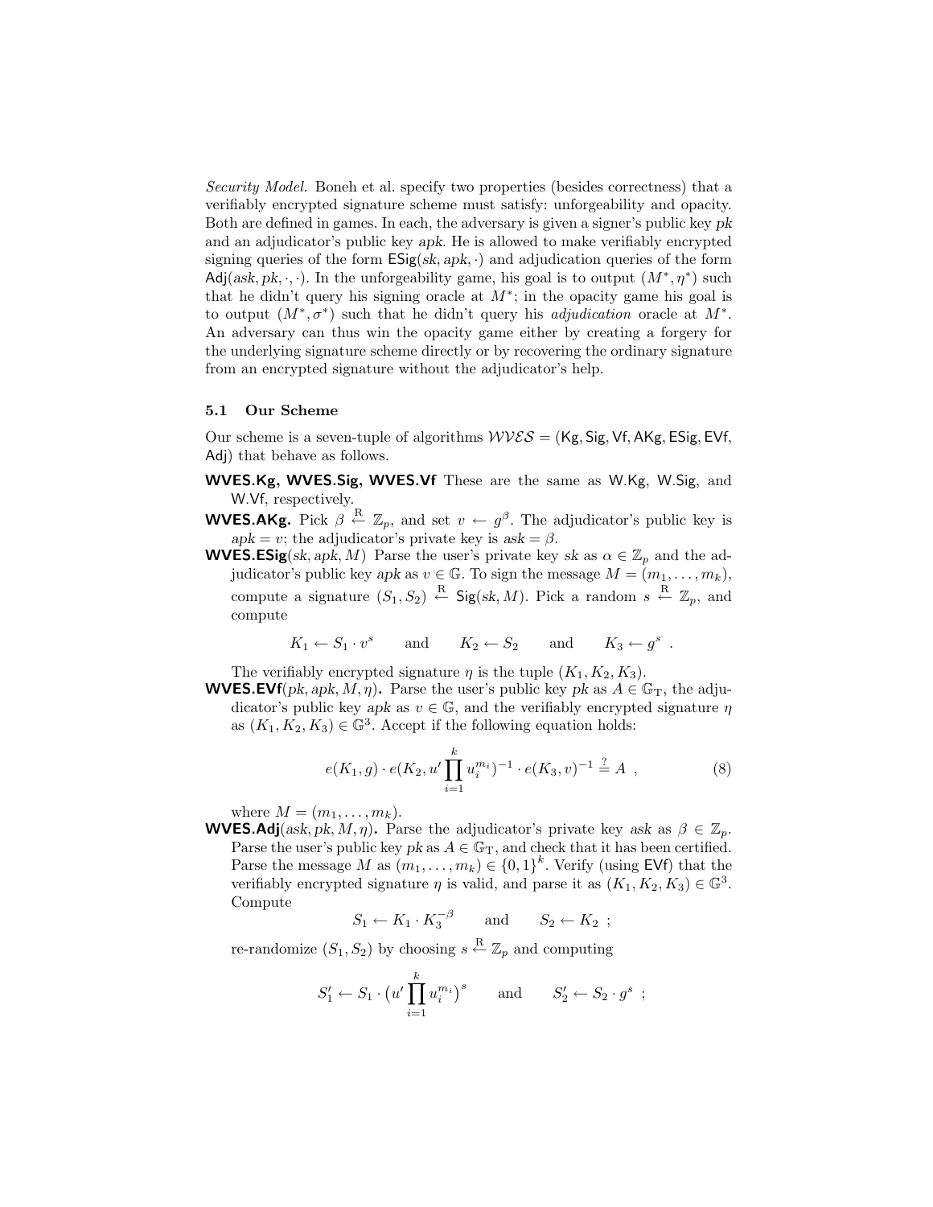*Security Model.* Boneh et al. specify two properties (besides correctness) that a verifiably encrypted signature scheme must satisfy: unforgeability and opacity. Both are defined in games. In each, the adversary is given a signer's public key *pk* and an adjudicator's public key *apk*. He is allowed to make verifiably encrypted signing queries of the form $\mathsf{ESig}(sk, apk, \cdot)$ and adjudication queries of the form $\mathsf{Adj}(ask, pk, \cdot, \cdot)$. In the unforgeability game, his goal is to output $(M^*, \eta^*)$ such that he didn't query his signing oracle at $M^*$; in the opacity game his goal is to output $(M^*, \sigma^*)$ such that he didn't query his *adjudication* oracle at $M^*$. An adversary can thus win the opacity game either by creating a forgery for the underlying signature scheme directly or by recovering the ordinary signature from an encrypted signature without the adjudicator's help.

### 5.1 Our Scheme

Our scheme is a seven-tuple of algorithms $\mathcal{WVES} = (\mathsf{Kg}, \mathsf{Sig}, \mathsf{Vf}, \mathsf{AKg}, \mathsf{ESig}, \mathsf{EVf}, \mathsf{Adj})$ that behave as follows.

**WVES.Kg, WVES.Sig, WVES.Vf** These are the same as W.Kg, W.Sig, and W.Vf, respectively.

**WVES.AKg.** Pick $\beta \xleftarrow{R} \mathbb{Z}_p$, and set $v \leftarrow g^\beta$. The adjudicator's public key is $apk = v$; the adjudicator's private key is $ask = \beta$.

**WVES.ESig**$(sk, apk, M)$ Parse the user's private key $sk$ as $\alpha \in \mathbb{Z}_p$ and the adjudicator's public key $apk$ as $v \in \mathbb{G}$. To sign the message $M = (m_1, \ldots, m_k)$, compute a signature $(S_1, S_2) \xleftarrow{R} \mathsf{Sig}(sk, M)$. Pick a random $s \xleftarrow{R} \mathbb{Z}_p$, and compute

$$K_1 \leftarrow S_1 \cdot v^s \qquad \text{and} \qquad K_2 \leftarrow S_2 \qquad \text{and} \qquad K_3 \leftarrow g^s \ .$$

The verifiably encrypted signature $\eta$ is the tuple $(K_1, K_2, K_3)$.

**WVES.EVf**$(pk, apk, M, \eta)$**.** Parse the user's public key $pk$ as $A \in \mathbb{G}_T$, the adjudicator's public key $apk$ as $v \in \mathbb{G}$, and the verifiably encrypted signature $\eta$ as $(K_1, K_2, K_3) \in \mathbb{G}^3$. Accept if the following equation holds:

$$e(K_1, g) \cdot e(K_2, u' \prod_{i=1}^{k} u_i^{m_i})^{-1} \cdot e(K_3, v)^{-1} \stackrel{?}{=} A \ , \tag{8}$$

where $M = (m_1, \ldots, m_k)$.

**WVES.Adj**$(ask, pk, M, \eta)$**.** Parse the adjudicator's private key $ask$ as $\beta \in \mathbb{Z}_p$. Parse the user's public key $pk$ as $A \in \mathbb{G}_T$, and check that it has been certified. Parse the message $M$ as $(m_1, \ldots, m_k) \in \{0,1\}^k$. Verify (using $\mathsf{EVf}$) that the verifiably encrypted signature $\eta$ is valid, and parse it as $(K_1, K_2, K_3) \in \mathbb{G}^3$. Compute

$$S_1 \leftarrow K_1 \cdot K_3^{-\beta} \qquad \text{and} \qquad S_2 \leftarrow K_2 \ ;$$

re-randomize $(S_1, S_2)$ by choosing $s \xleftarrow{R} \mathbb{Z}_p$ and computing

$$S_1' \leftarrow S_1 \cdot \big(u' \prod_{i=1}^{k} u_i^{m_i}\big)^s \qquad \text{and} \qquad S_2' \leftarrow S_2 \cdot g^s \ ;$$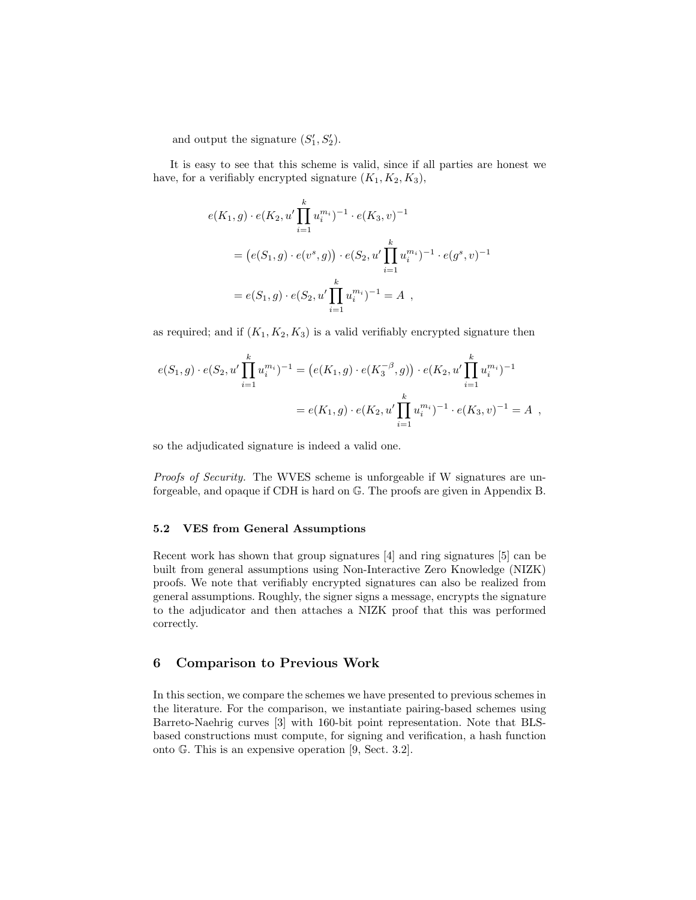and output the signature $(S_1', S_2')$.

It is easy to see that this scheme is valid, since if all parties are honest we have, for a verifiably encrypted signature $(K_1, K_2, K_3)$,

$$
\begin{aligned}
& e(K_1, g) \cdot e(K_2, u' \prod_{i=1}^{k} u_i^{m_i})^{-1} \cdot e(K_3, v)^{-1} \\
&= \big(e(S_1, g) \cdot e(v^s, g)\big) \cdot e(S_2, u' \prod_{i=1}^{k} u_i^{m_i})^{-1} \cdot e(g^s, v)^{-1} \\
&= e(S_1, g) \cdot e(S_2, u' \prod_{i=1}^{k} u_i^{m_i})^{-1} = A \ ,
\end{aligned}
$$

as required; and if $(K_1, K_2, K_3)$ is a valid verifiably encrypted signature then

$$
\begin{aligned}
e(S_1, g) \cdot e(S_2, u' \prod_{i=1}^{k} u_i^{m_i})^{-1} &= \big(e(K_1, g) \cdot e(K_3^{-\beta}, g)\big) \cdot e(K_2, u' \prod_{i=1}^{k} u_i^{m_i})^{-1} \\
&= e(K_1, g) \cdot e(K_2, u' \prod_{i=1}^{k} u_i^{m_i})^{-1} \cdot e(K_3, v)^{-1} = A \ ,
\end{aligned}
$$

so the adjudicated signature is indeed a valid one.

*Proofs of Security.* The WVES scheme is unforgeable if W signatures are unforgeable, and opaque if CDH is hard on $\mathbb{G}$. The proofs are given in Appendix B.

### 5.2 VES from General Assumptions

Recent work has shown that group signatures [4] and ring signatures [5] can be built from general assumptions using Non-Interactive Zero Knowledge (NIZK) proofs. We note that verifiably encrypted signatures can also be realized from general assumptions. Roughly, the signer signs a message, encrypts the signature to the adjudicator and then attaches a NIZK proof that this was performed correctly.

## 6 Comparison to Previous Work

In this section, we compare the schemes we have presented to previous schemes in the literature. For the comparison, we instantiate pairing-based schemes using Barreto-Naehrig curves [3] with 160-bit point representation. Note that BLS-based constructions must compute, for signing and verification, a hash function onto $\mathbb{G}$. This is an expensive operation [9, Sect. 3.2].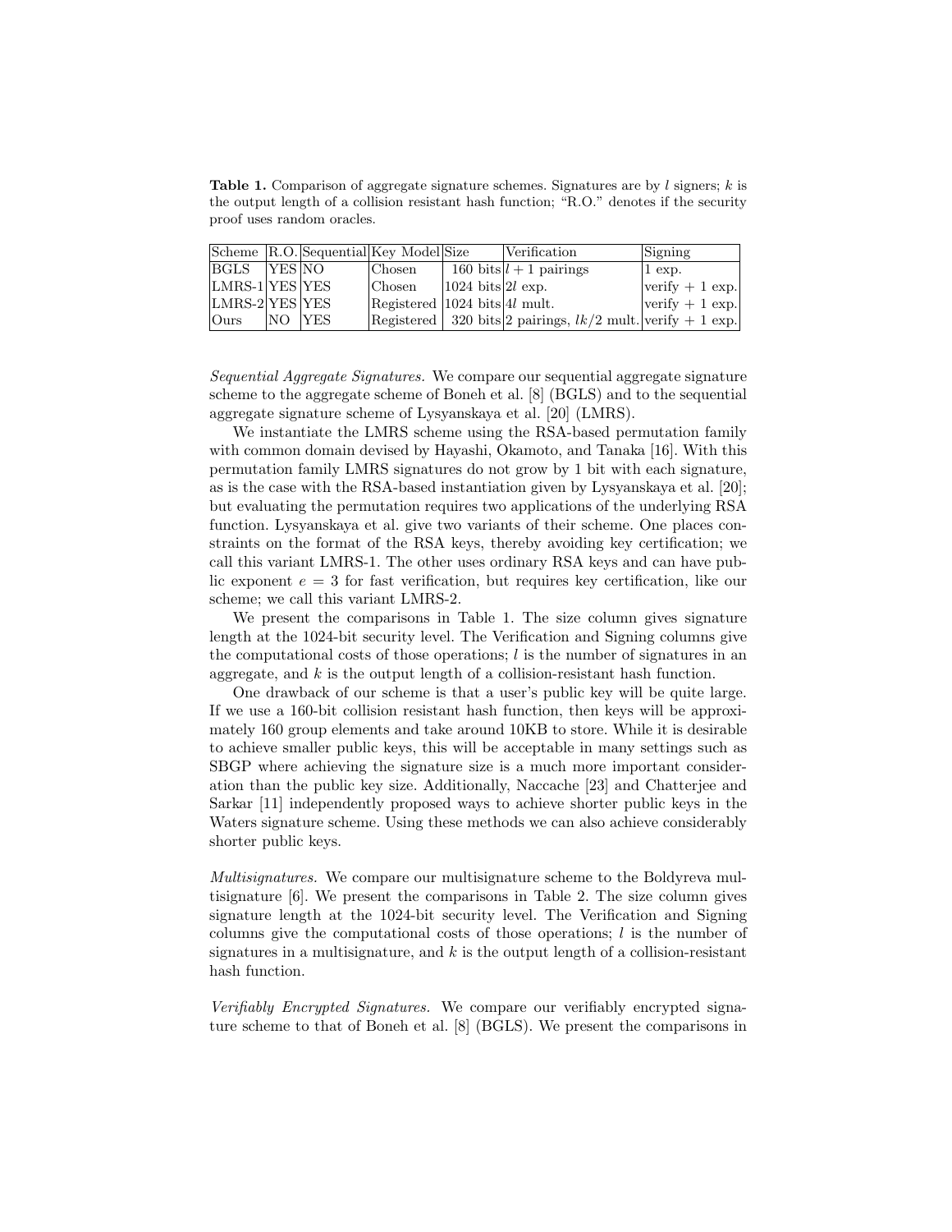**Table 1.** Comparison of aggregate signature schemes. Signatures are by $l$ signers; $k$ is the output length of a collision resistant hash function; "R.O." denotes if the security proof uses random oracles.

| Scheme | R.O. | Sequential | Key Model | Size | Verification | Signing |
|---|---|---|---|---|---|---|
| BGLS | YES | NO | Chosen | 160 bits | $l + 1$ pairings | 1 exp. |
| LMRS-1 | YES | YES | Chosen | 1024 bits | $2l$ exp. | verify + 1 exp. |
| LMRS-2 | YES | YES | Registered | 1024 bits | $4l$ mult. | verify + 1 exp. |
| Ours | NO | YES | Registered | 320 bits | 2 pairings, $lk/2$ mult. | verify + 1 exp. |

*Sequential Aggregate Signatures.* We compare our sequential aggregate signature scheme to the aggregate scheme of Boneh et al. [8] (BGLS) and to the sequential aggregate signature scheme of Lysyanskaya et al. [20] (LMRS).

We instantiate the LMRS scheme using the RSA-based permutation family with common domain devised by Hayashi, Okamoto, and Tanaka [16]. With this permutation family LMRS signatures do not grow by 1 bit with each signature, as is the case with the RSA-based instantiation given by Lysyanskaya et al. [20]; but evaluating the permutation requires two applications of the underlying RSA function. Lysyanskaya et al. give two variants of their scheme. One places constraints on the format of the RSA keys, thereby avoiding key certification; we call this variant LMRS-1. The other uses ordinary RSA keys and can have public exponent $e = 3$ for fast verification, but requires key certification, like our scheme; we call this variant LMRS-2.

We present the comparisons in Table 1. The size column gives signature length at the 1024-bit security level. The Verification and Signing columns give the computational costs of those operations; $l$ is the number of signatures in an aggregate, and $k$ is the output length of a collision-resistant hash function.

One drawback of our scheme is that a user's public key will be quite large. If we use a 160-bit collision resistant hash function, then keys will be approximately 160 group elements and take around 10KB to store. While it is desirable to achieve smaller public keys, this will be acceptable in many settings such as SBGP where achieving the signature size is a much more important consideration than the public key size. Additionally, Naccache [23] and Chatterjee and Sarkar [11] independently proposed ways to achieve shorter public keys in the Waters signature scheme. Using these methods we can also achieve considerably shorter public keys.

*Multisignatures.* We compare our multisignature scheme to the Boldyreva multisignature [6]. We present the comparisons in Table 2. The size column gives signature length at the 1024-bit security level. The Verification and Signing columns give the computational costs of those operations; $l$ is the number of signatures in a multisignature, and $k$ is the output length of a collision-resistant hash function.

*Verifiably Encrypted Signatures.* We compare our verifiably encrypted signature scheme to that of Boneh et al. [8] (BGLS). We present the comparisons in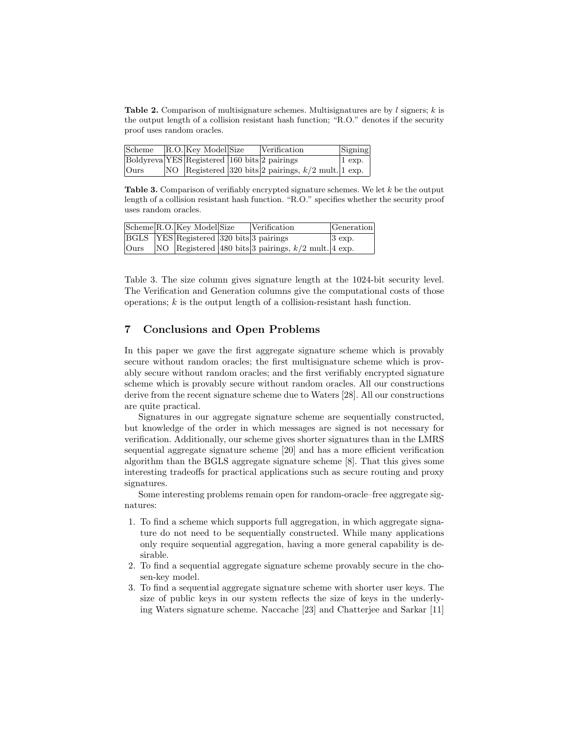**Table 2.** Comparison of multisignature schemes. Multisignatures are by $l$ signers; $k$ is the output length of a collision resistant hash function; "R.O." denotes if the security proof uses random oracles.

| Scheme | R.O. | Key Model | Size | Verification | Signing |
|---|---|---|---|---|---|
| Boldyreva | YES | Registered | 160 bits | 2 pairings | 1 exp. |
| Ours | NO | Registered | 320 bits | 2 pairings, $k/2$ mult. | 1 exp. |

**Table 3.** Comparison of verifiably encrypted signature schemes. We let $k$ be the output length of a collision resistant hash function. "R.O." specifies whether the security proof uses random oracles.

| Scheme | R.O. | Key Model | Size | Verification | Generation |
|---|---|---|---|---|---|
| BGLS | YES | Registered | 320 bits | 3 pairings | 3 exp. |
| Ours | NO | Registered | 480 bits | 3 pairings, $k/2$ mult. | 4 exp. |

Table 3. The size column gives signature length at the 1024-bit security level. The Verification and Generation columns give the computational costs of those operations; $k$ is the output length of a collision-resistant hash function.

## 7 Conclusions and Open Problems

In this paper we gave the first aggregate signature scheme which is provably secure without random oracles; the first multisignature scheme which is provably secure without random oracles; and the first verifiably encrypted signature scheme which is provably secure without random oracles. All our constructions derive from the recent signature scheme due to Waters [28]. All our constructions are quite practical.

Signatures in our aggregate signature scheme are sequentially constructed, but knowledge of the order in which messages are signed is not necessary for verification. Additionally, our scheme gives shorter signatures than in the LMRS sequential aggregate signature scheme [20] and has a more efficient verification algorithm than the BGLS aggregate signature scheme [8]. That this gives some interesting tradeoffs for practical applications such as secure routing and proxy signatures.

Some interesting problems remain open for random-oracle–free aggregate signatures:

1. To find a scheme which supports full aggregation, in which aggregate signature do not need to be sequentially constructed. While many applications only require sequential aggregation, having a more general capability is desirable.
2. To find a sequential aggregate signature scheme provably secure in the chosen-key model.
3. To find a sequential aggregate signature scheme with shorter user keys. The size of public keys in our system reflects the size of keys in the underlying Waters signature scheme. Naccache [23] and Chatterjee and Sarkar [11]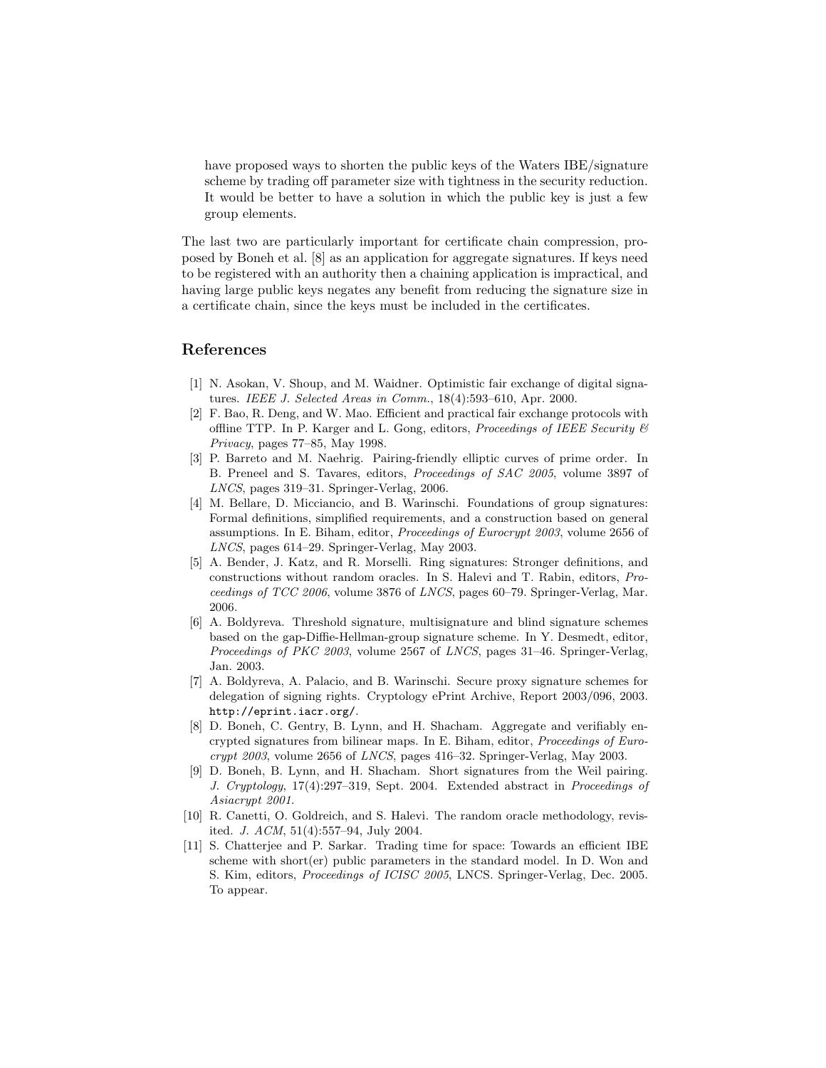have proposed ways to shorten the public keys of the Waters IBE/signature scheme by trading off parameter size with tightness in the security reduction. It would be better to have a solution in which the public key is just a few group elements.

The last two are particularly important for certificate chain compression, proposed by Boneh et al. [8] as an application for aggregate signatures. If keys need to be registered with an authority then a chaining application is impractical, and having large public keys negates any benefit from reducing the signature size in a certificate chain, since the keys must be included in the certificates.

## References

[1] N. Asokan, V. Shoup, and M. Waidner. Optimistic fair exchange of digital signatures. *IEEE J. Selected Areas in Comm.*, 18(4):593–610, Apr. 2000.

[2] F. Bao, R. Deng, and W. Mao. Efficient and practical fair exchange protocols with offline TTP. In P. Karger and L. Gong, editors, *Proceedings of IEEE Security & Privacy*, pages 77–85, May 1998.

[3] P. Barreto and M. Naehrig. Pairing-friendly elliptic curves of prime order. In B. Preneel and S. Tavares, editors, *Proceedings of SAC 2005*, volume 3897 of *LNCS*, pages 319–31. Springer-Verlag, 2006.

[4] M. Bellare, D. Micciancio, and B. Warinschi. Foundations of group signatures: Formal definitions, simplified requirements, and a construction based on general assumptions. In E. Biham, editor, *Proceedings of Eurocrypt 2003*, volume 2656 of *LNCS*, pages 614–29. Springer-Verlag, May 2003.

[5] A. Bender, J. Katz, and R. Morselli. Ring signatures: Stronger definitions, and constructions without random oracles. In S. Halevi and T. Rabin, editors, *Proceedings of TCC 2006*, volume 3876 of *LNCS*, pages 60–79. Springer-Verlag, Mar. 2006.

[6] A. Boldyreva. Threshold signature, multisignature and blind signature schemes based on the gap-Diffie-Hellman-group signature scheme. In Y. Desmedt, editor, *Proceedings of PKC 2003*, volume 2567 of *LNCS*, pages 31–46. Springer-Verlag, Jan. 2003.

[7] A. Boldyreva, A. Palacio, and B. Warinschi. Secure proxy signature schemes for delegation of signing rights. Cryptology ePrint Archive, Report 2003/096, 2003. `http://eprint.iacr.org/`.

[8] D. Boneh, C. Gentry, B. Lynn, and H. Shacham. Aggregate and verifiably encrypted signatures from bilinear maps. In E. Biham, editor, *Proceedings of Eurocrypt 2003*, volume 2656 of *LNCS*, pages 416–32. Springer-Verlag, May 2003.

[9] D. Boneh, B. Lynn, and H. Shacham. Short signatures from the Weil pairing. *J. Cryptology*, 17(4):297–319, Sept. 2004. Extended abstract in *Proceedings of Asiacrypt 2001*.

[10] R. Canetti, O. Goldreich, and S. Halevi. The random oracle methodology, revisited. *J. ACM*, 51(4):557–94, July 2004.

[11] S. Chatterjee and P. Sarkar. Trading time for space: Towards an efficient IBE scheme with short(er) public parameters in the standard model. In D. Won and S. Kim, editors, *Proceedings of ICISC 2005*, LNCS. Springer-Verlag, Dec. 2005. To appear.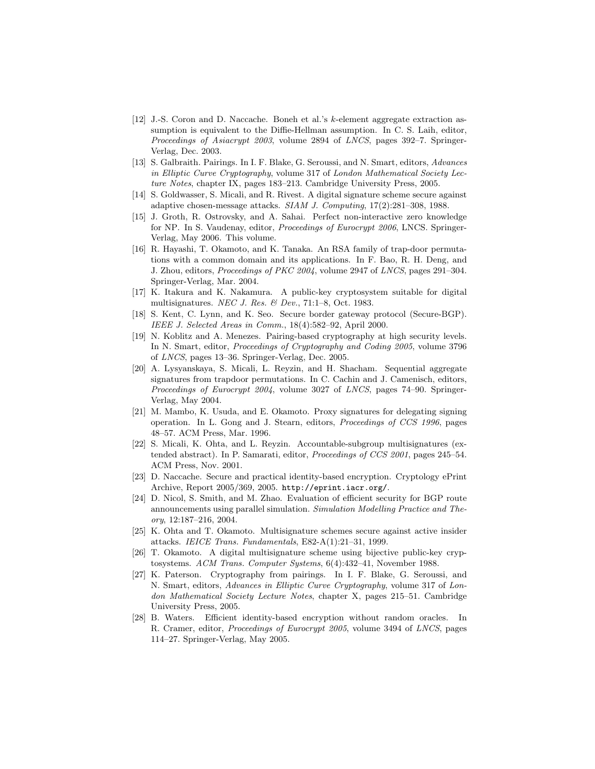[12] J.-S. Coron and D. Naccache. Boneh et al.'s $k$-element aggregate extraction assumption is equivalent to the Diffie-Hellman assumption. In C. S. Laih, editor, *Proceedings of Asiacrypt 2003*, volume 2894 of *LNCS*, pages 392–7. Springer-Verlag, Dec. 2003.

[13] S. Galbraith. Pairings. In I. F. Blake, G. Seroussi, and N. Smart, editors, *Advances in Elliptic Curve Cryptography*, volume 317 of *London Mathematical Society Lecture Notes*, chapter IX, pages 183–213. Cambridge University Press, 2005.

[14] S. Goldwasser, S. Micali, and R. Rivest. A digital signature scheme secure against adaptive chosen-message attacks. *SIAM J. Computing*, 17(2):281–308, 1988.

[15] J. Groth, R. Ostrovsky, and A. Sahai. Perfect non-interactive zero knowledge for NP. In S. Vaudenay, editor, *Proceedings of Eurocrypt 2006*, LNCS. Springer-Verlag, May 2006. This volume.

[16] R. Hayashi, T. Okamoto, and K. Tanaka. An RSA family of trap-door permutations with a common domain and its applications. In F. Bao, R. H. Deng, and J. Zhou, editors, *Proceedings of PKC 2004*, volume 2947 of *LNCS*, pages 291–304. Springer-Verlag, Mar. 2004.

[17] K. Itakura and K. Nakamura. A public-key cryptosystem suitable for digital multisignatures. *NEC J. Res. & Dev.*, 71:1–8, Oct. 1983.

[18] S. Kent, C. Lynn, and K. Seo. Secure border gateway protocol (Secure-BGP). *IEEE J. Selected Areas in Comm.*, 18(4):582–92, April 2000.

[19] N. Koblitz and A. Menezes. Pairing-based cryptography at high security levels. In N. Smart, editor, *Proceedings of Cryptography and Coding 2005*, volume 3796 of *LNCS*, pages 13–36. Springer-Verlag, Dec. 2005.

[20] A. Lysyanskaya, S. Micali, L. Reyzin, and H. Shacham. Sequential aggregate signatures from trapdoor permutations. In C. Cachin and J. Camenisch, editors, *Proceedings of Eurocrypt 2004*, volume 3027 of *LNCS*, pages 74–90. Springer-Verlag, May 2004.

[21] M. Mambo, K. Usuda, and E. Okamoto. Proxy signatures for delegating signing operation. In L. Gong and J. Stearn, editors, *Proceedings of CCS 1996*, pages 48–57. ACM Press, Mar. 1996.

[22] S. Micali, K. Ohta, and L. Reyzin. Accountable-subgroup multisignatures (extended abstract). In P. Samarati, editor, *Proceedings of CCS 2001*, pages 245–54. ACM Press, Nov. 2001.

[23] D. Naccache. Secure and practical identity-based encryption. Cryptology ePrint Archive, Report 2005/369, 2005. `http://eprint.iacr.org/`.

[24] D. Nicol, S. Smith, and M. Zhao. Evaluation of efficient security for BGP route announcements using parallel simulation. *Simulation Modelling Practice and Theory*, 12:187–216, 2004.

[25] K. Ohta and T. Okamoto. Multisignature schemes secure against active insider attacks. *IEICE Trans. Fundamentals*, E82-A(1):21–31, 1999.

[26] T. Okamoto. A digital multisignature scheme using bijective public-key cryptosystems. *ACM Trans. Computer Systems*, 6(4):432–41, November 1988.

[27] K. Paterson. Cryptography from pairings. In I. F. Blake, G. Seroussi, and N. Smart, editors, *Advances in Elliptic Curve Cryptography*, volume 317 of *London Mathematical Society Lecture Notes*, chapter X, pages 215–51. Cambridge University Press, 2005.

[28] B. Waters. Efficient identity-based encryption without random oracles. In R. Cramer, editor, *Proceedings of Eurocrypt 2005*, volume 3494 of *LNCS*, pages 114–27. Springer-Verlag, May 2005.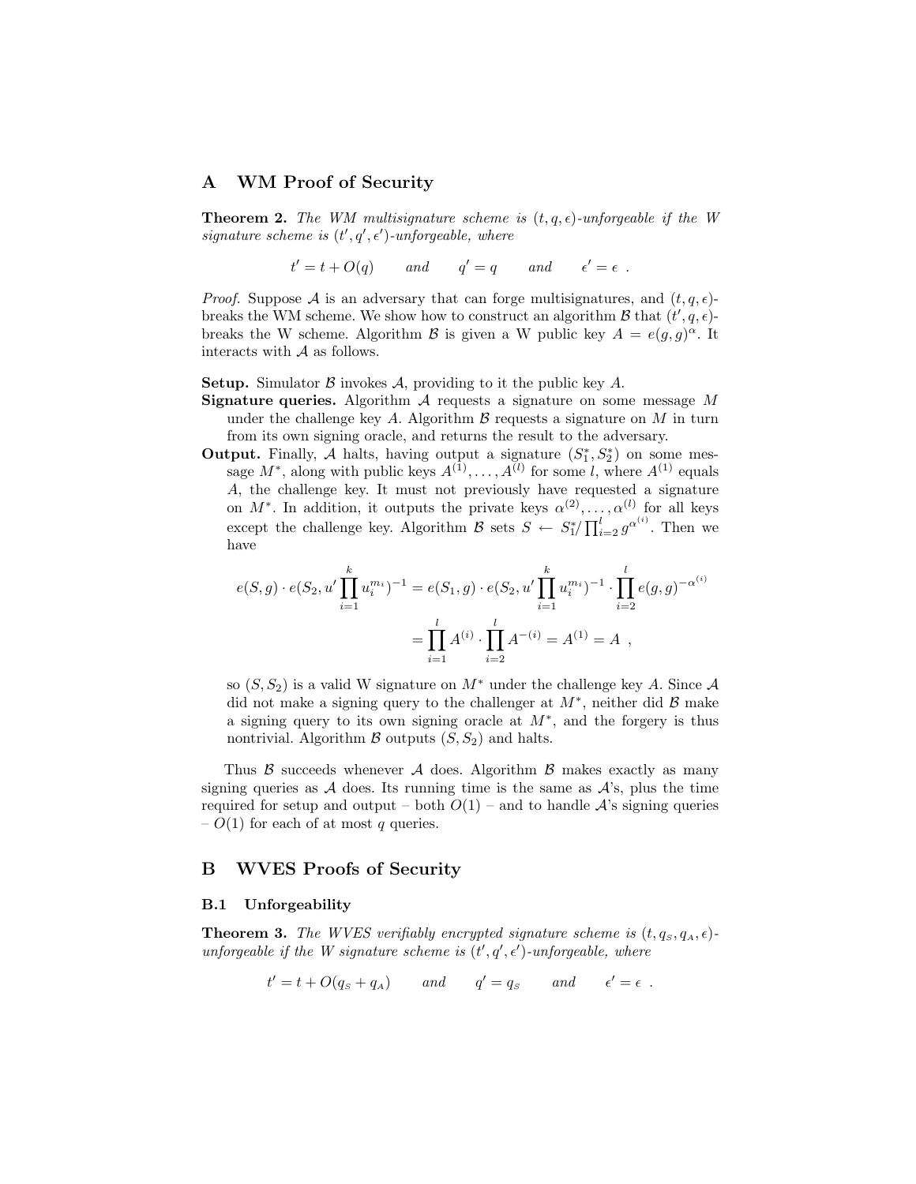## A WM Proof of Security

**Theorem 2.** *The WM multisignature scheme is $(t, q, \epsilon)$-unforgeable if the W signature scheme is $(t', q', \epsilon')$-unforgeable, where*

$$t' = t + O(q) \qquad \text{and} \qquad q' = q \qquad \text{and} \qquad \epsilon' = \epsilon \ .$$

*Proof.* Suppose $\mathcal{A}$ is an adversary that can forge multisignatures, and $(t, q, \epsilon)$-breaks the WM scheme. We show how to construct an algorithm $\mathcal{B}$ that $(t', q, \epsilon)$-breaks the W scheme. Algorithm $\mathcal{B}$ is given a W public key $A = e(g, g)^{\alpha}$. It interacts with $\mathcal{A}$ as follows.

**Setup.** Simulator $\mathcal{B}$ invokes $\mathcal{A}$, providing to it the public key $A$.

**Signature queries.** Algorithm $\mathcal{A}$ requests a signature on some message $M$ under the challenge key $A$. Algorithm $\mathcal{B}$ requests a signature on $M$ in turn from its own signing oracle, and returns the result to the adversary.

**Output.** Finally, $\mathcal{A}$ halts, having output a signature $(S_1^*, S_2^*)$ on some message $M^*$, along with public keys $A^{(1)}, \ldots, A^{(l)}$ for some $l$, where $A^{(1)}$ equals $A$, the challenge key. It must not previously have requested a signature on $M^*$. In addition, it outputs the private keys $\alpha^{(2)}, \ldots, \alpha^{(l)}$ for all keys except the challenge key. Algorithm $\mathcal{B}$ sets $S \leftarrow S_1^* / \prod_{i=2}^{l} g^{\alpha^{(i)}}$. Then we have

$$\begin{aligned} e(S, g) \cdot e(S_2, u' \prod_{i=1}^{k} u_i^{m_i})^{-1} &= e(S_1, g) \cdot e(S_2, u' \prod_{i=1}^{k} u_i^{m_i})^{-1} \cdot \prod_{i=2}^{l} e(g, g)^{-\alpha^{(i)}} \\ &= \prod_{i=1}^{l} A^{(i)} \cdot \prod_{i=2}^{l} A^{-(i)} = A^{(1)} = A \ , \end{aligned}$$

so $(S, S_2)$ is a valid W signature on $M^*$ under the challenge key $A$. Since $\mathcal{A}$ did not make a signing query to the challenger at $M^*$, neither did $\mathcal{B}$ make a signing query to its own signing oracle at $M^*$, and the forgery is thus nontrivial. Algorithm $\mathcal{B}$ outputs $(S, S_2)$ and halts.

Thus $\mathcal{B}$ succeeds whenever $\mathcal{A}$ does. Algorithm $\mathcal{B}$ makes exactly as many signing queries as $\mathcal{A}$ does. Its running time is the same as $\mathcal{A}$'s, plus the time required for setup and output – both $O(1)$ – and to handle $\mathcal{A}$'s signing queries – $O(1)$ for each of at most $q$ queries.

## B WVES Proofs of Security

### B.1 Unforgeability

**Theorem 3.** *The WVES verifiably encrypted signature scheme is $(t, q_S, q_A, \epsilon)$-unforgeable if the W signature scheme is $(t', q', \epsilon')$-unforgeable, where*

$$t' = t + O(q_S + q_A) \qquad \text{and} \qquad q' = q_S \qquad \text{and} \qquad \epsilon' = \epsilon \ .$$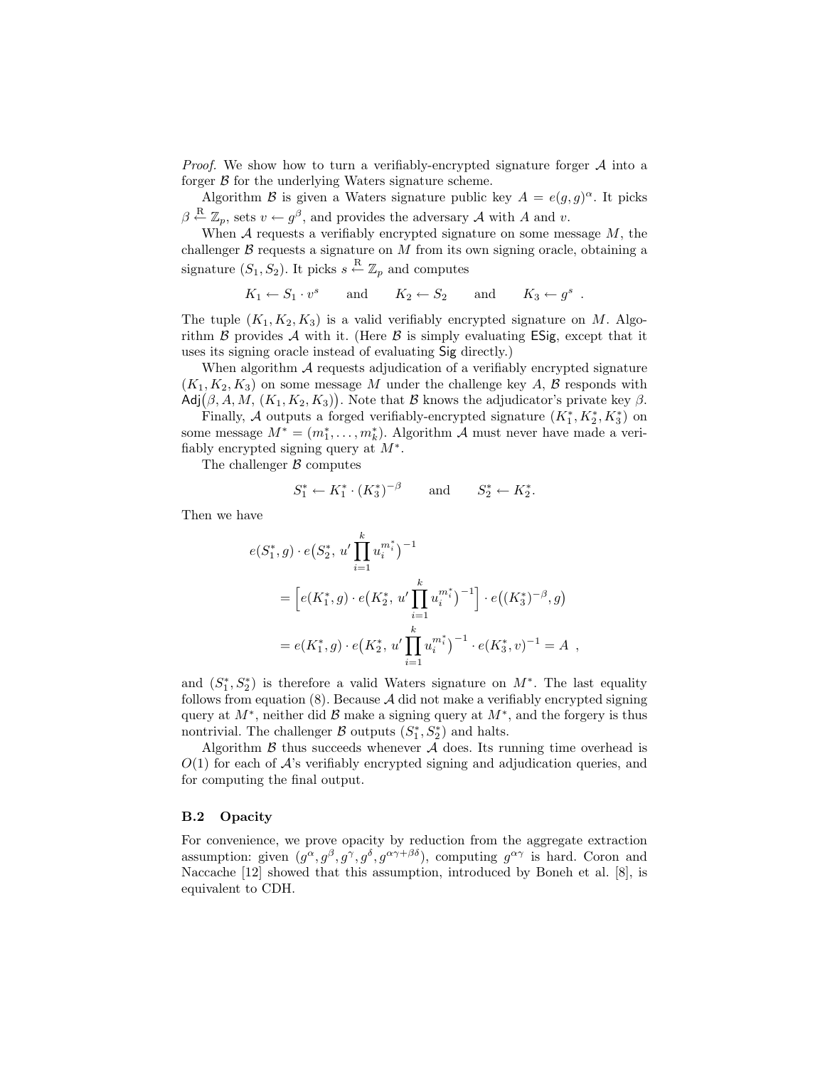*Proof.* We show how to turn a verifiably-encrypted signature forger $\mathcal{A}$ into a forger $\mathcal{B}$ for the underlying Waters signature scheme.

Algorithm $\mathcal{B}$ is given a Waters signature public key $A = e(g,g)^\alpha$. It picks $\beta \xleftarrow{R} \mathbb{Z}_p$, sets $v \leftarrow g^\beta$, and provides the adversary $\mathcal{A}$ with $A$ and $v$.

When $\mathcal{A}$ requests a verifiably encrypted signature on some message $M$, the challenger $\mathcal{B}$ requests a signature on $M$ from its own signing oracle, obtaining a signature $(S_1, S_2)$. It picks $s \xleftarrow{R} \mathbb{Z}_p$ and computes

$$K_1 \leftarrow S_1 \cdot v^s \qquad \text{and} \qquad K_2 \leftarrow S_2 \qquad \text{and} \qquad K_3 \leftarrow g^s \ .$$

The tuple $(K_1, K_2, K_3)$ is a valid verifiably encrypted signature on $M$. Algorithm $\mathcal{B}$ provides $\mathcal{A}$ with it. (Here $\mathcal{B}$ is simply evaluating $\mathsf{ESig}$, except that it uses its signing oracle instead of evaluating $\mathsf{Sig}$ directly.)

When algorithm $\mathcal{A}$ requests adjudication of a verifiably encrypted signature $(K_1, K_2, K_3)$ on some message $M$ under the challenge key $A$, $\mathcal{B}$ responds with $\mathsf{Adj}\big(\beta, A, M, (K_1, K_2, K_3)\big)$. Note that $\mathcal{B}$ knows the adjudicator's private key $\beta$.

Finally, $\mathcal{A}$ outputs a forged verifiably-encrypted signature $(K_1^*, K_2^*, K_3^*)$ on some message $M^* = (m_1^*, \ldots, m_k^*)$. Algorithm $\mathcal{A}$ must never have made a verifiably encrypted signing query at $M^*$.

The challenger $\mathcal{B}$ computes

$$S_1^* \leftarrow K_1^* \cdot (K_3^*)^{-\beta} \qquad \text{and} \qquad S_2^* \leftarrow K_2^*.$$

Then we have

$$\begin{aligned}
&e(S_1^*, g) \cdot e\big(S_2^*,\, u' \prod_{i=1}^{k} u_i^{m_i^*}\big)^{-1} \\
&\quad = \Big[ e(K_1^*, g) \cdot e\big(K_2^*,\, u' \prod_{i=1}^{k} u_i^{m_i^*}\big)^{-1} \Big] \cdot e\big((K_3^*)^{-\beta}, g\big) \\
&\quad = e(K_1^*, g) \cdot e\big(K_2^*,\, u' \prod_{i=1}^{k} u_i^{m_i^*}\big)^{-1} \cdot e(K_3^*, v)^{-1} = A \ ,
\end{aligned}$$

and $(S_1^*, S_2^*)$ is therefore a valid Waters signature on $M^*$. The last equality follows from equation (8). Because $\mathcal{A}$ did not make a verifiably encrypted signing query at $M^*$, neither did $\mathcal{B}$ make a signing query at $M^*$, and the forgery is thus nontrivial. The challenger $\mathcal{B}$ outputs $(S_1^*, S_2^*)$ and halts.

Algorithm $\mathcal{B}$ thus succeeds whenever $\mathcal{A}$ does. Its running time overhead is $O(1)$ for each of $\mathcal{A}$'s verifiably encrypted signing and adjudication queries, and for computing the final output.

### B.2 Opacity

For convenience, we prove opacity by reduction from the aggregate extraction assumption: given $(g^\alpha, g^\beta, g^\gamma, g^\delta, g^{\alpha\gamma+\beta\delta})$, computing $g^{\alpha\gamma}$ is hard. Coron and Naccache [12] showed that this assumption, introduced by Boneh et al. [8], is equivalent to CDH.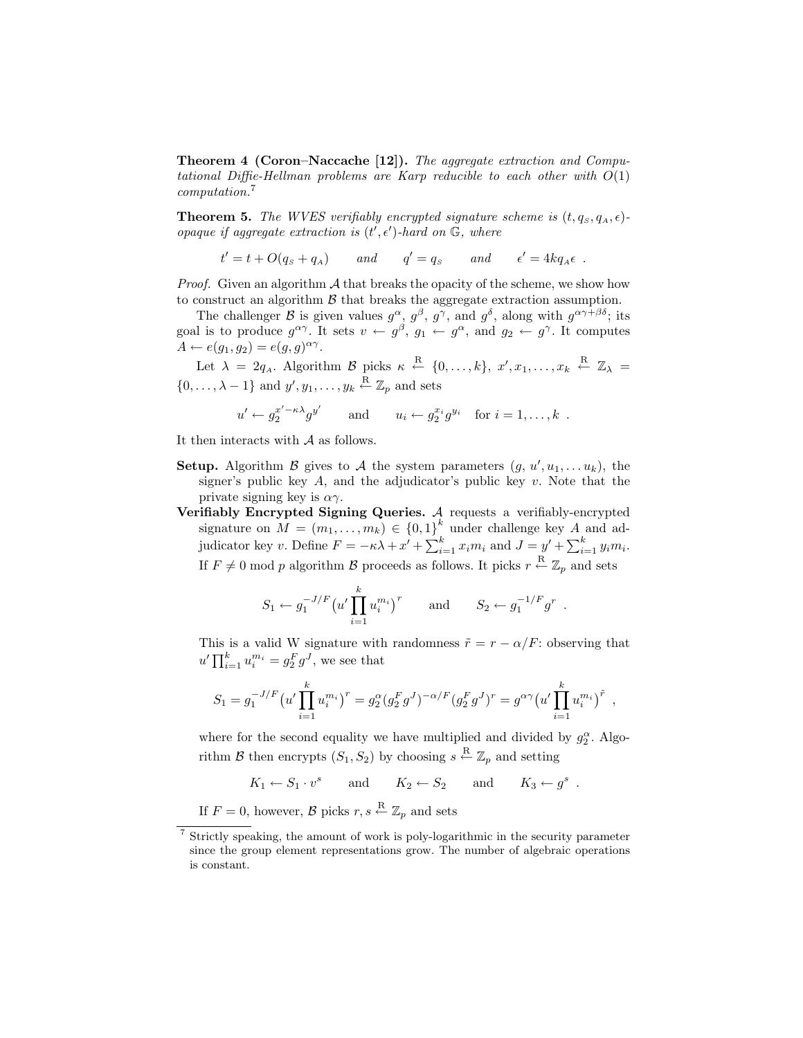**Theorem 4 (Coron–Naccache [12]).** *The aggregate extraction and Computational Diffie-Hellman problems are Karp reducible to each other with $O(1)$ computation.*[7]

**Theorem 5.** *The WVES verifiably encrypted signature scheme is $(t, q_S, q_A, \epsilon)$-opaque if aggregate extraction is $(t', \epsilon')$-hard on $\mathbb{G}$, where*

$$t' = t + O(q_S + q_A) \qquad \text{and} \qquad q' = q_S \qquad \text{and} \qquad \epsilon' = 4kq_A\epsilon \enspace .$$

*Proof.* Given an algorithm $\mathcal{A}$ that breaks the opacity of the scheme, we show how to construct an algorithm $\mathcal{B}$ that breaks the aggregate extraction assumption.

The challenger $\mathcal{B}$ is given values $g^\alpha$, $g^\beta$, $g^\gamma$, and $g^\delta$, along with $g^{\alpha\gamma+\beta\delta}$; its goal is to produce $g^{\alpha\gamma}$. It sets $v \leftarrow g^\beta$, $g_1 \leftarrow g^\alpha$, and $g_2 \leftarrow g^\gamma$. It computes $A \leftarrow e(g_1, g_2) = e(g, g)^{\alpha\gamma}$.

Let $\lambda = 2q_A$. Algorithm $\mathcal{B}$ picks $\kappa \xleftarrow{R} \{0, \dots, k\}$, $x', x_1, \dots, x_k \xleftarrow{R} \mathbb{Z}_\lambda = \{0, \dots, \lambda - 1\}$ and $y', y_1, \dots, y_k \xleftarrow{R} \mathbb{Z}_p$ and sets

$$u' \leftarrow g_2^{x' - \kappa\lambda} g^{y'} \qquad \text{and} \qquad u_i \leftarrow g_2^{x_i} g^{y_i} \quad \text{for } i = 1, \dots, k \enspace .$$

It then interacts with $\mathcal{A}$ as follows.

**Setup.** Algorithm $\mathcal{B}$ gives to $\mathcal{A}$ the system parameters $(g, u', u_1, \dots u_k)$, the signer's public key $A$, and the adjudicator's public key $v$. Note that the private signing key is $\alpha\gamma$.

**Verifiably Encrypted Signing Queries.** $\mathcal{A}$ requests a verifiably-encrypted signature on $M = (m_1, \dots, m_k) \in \{0,1\}^k$ under challenge key $A$ and adjudicator key $v$. Define $F = -\kappa\lambda + x' + \sum_{i=1}^k x_i m_i$ and $J = y' + \sum_{i=1}^k y_i m_i$. If $F \neq 0 \bmod p$ algorithm $\mathcal{B}$ proceeds as follows. It picks $r \xleftarrow{R} \mathbb{Z}_p$ and sets

$$S_1 \leftarrow g_1^{-J/F} \bigl(u' \prod_{i=1}^k u_i^{m_i}\bigr)^r \qquad \text{and} \qquad S_2 \leftarrow g_1^{-1/F} g^r \enspace .$$

This is a valid W signature with randomness $\tilde{r} = r - \alpha/F$: observing that $u' \prod_{i=1}^k u_i^{m_i} = g_2^F g^J$, we see that

$$S_1 = g_1^{-J/F} \bigl(u' \prod_{i=1}^k u_i^{m_i}\bigr)^r = g_2^\alpha (g_2^F g^J)^{-\alpha/F} (g_2^F g^J)^r = g^{\alpha\gamma} \bigl(u' \prod_{i=1}^k u_i^{m_i}\bigr)^{\tilde{r}} \enspace ,$$

where for the second equality we have multiplied and divided by $g_2^\alpha$. Algorithm $\mathcal{B}$ then encrypts $(S_1, S_2)$ by choosing $s \xleftarrow{R} \mathbb{Z}_p$ and setting

$$K_1 \leftarrow S_1 \cdot v^s \qquad \text{and} \qquad K_2 \leftarrow S_2 \qquad \text{and} \qquad K_3 \leftarrow g^s \enspace .$$

If $F = 0$, however, $\mathcal{B}$ picks $r, s \xleftarrow{R} \mathbb{Z}_p$ and sets

[7] Strictly speaking, the amount of work is poly-logarithmic in the security parameter since the group element representations grow. The number of algebraic operations is constant.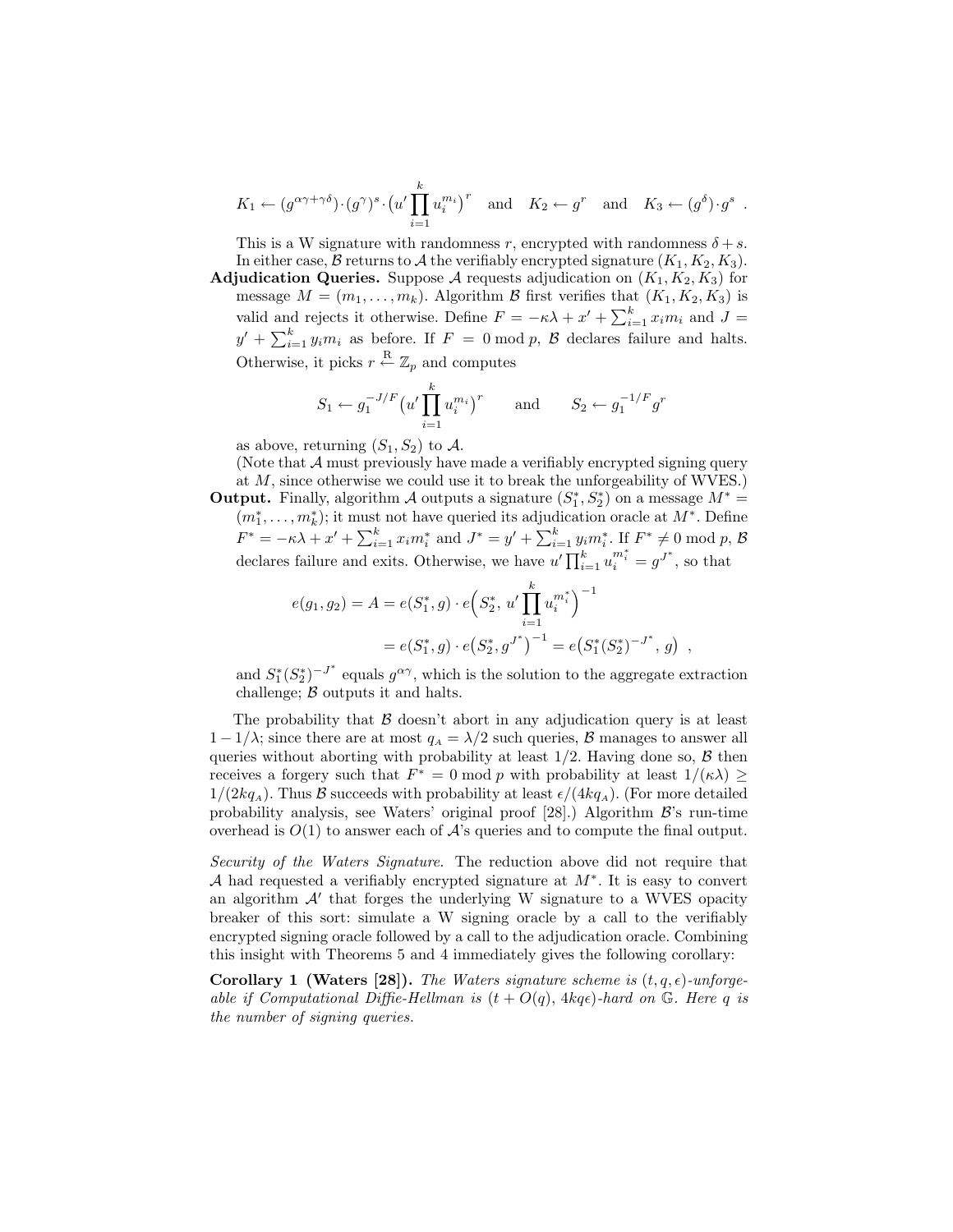$$K_1 \leftarrow (g^{\alpha\gamma+\gamma\delta}) \cdot (g^\gamma)^s \cdot \big(u' \prod_{i=1}^{k} u_i^{m_i}\big)^r \quad \text{and} \quad K_2 \leftarrow g^r \quad \text{and} \quad K_3 \leftarrow (g^\delta) \cdot g^s \enspace .$$

This is a W signature with randomness $r$, encrypted with randomness $\delta + s$.

In either case, $\mathcal{B}$ returns to $\mathcal{A}$ the verifiably encrypted signature $(K_1, K_2, K_3)$.

**Adjudication Queries.** Suppose $\mathcal{A}$ requests adjudication on $(K_1, K_2, K_3)$ for message $M = (m_1, \ldots, m_k)$. Algorithm $\mathcal{B}$ first verifies that $(K_1, K_2, K_3)$ is valid and rejects it otherwise. Define $F = -\kappa\lambda + x' + \sum_{i=1}^{k} x_i m_i$ and $J = y' + \sum_{i=1}^{k} y_i m_i$ as before. If $F = 0 \bmod p$, $\mathcal{B}$ declares failure and halts. Otherwise, it picks $r \xleftarrow{\text{R}} \mathbb{Z}_p$ and computes

$$S_1 \leftarrow g_1^{-J/F} \big(u' \prod_{i=1}^{k} u_i^{m_i}\big)^r \qquad \text{and} \qquad S_2 \leftarrow g_1^{-1/F} g^r$$

as above, returning $(S_1, S_2)$ to $\mathcal{A}$.

(Note that $\mathcal{A}$ must previously have made a verifiably encrypted signing query at $M$, since otherwise we could use it to break the unforgeability of WVES.)

**Output.** Finally, algorithm $\mathcal{A}$ outputs a signature $(S_1^*, S_2^*)$ on a message $M^* = (m_1^*, \ldots, m_k^*)$; it must not have queried its adjudication oracle at $M^*$. Define $F^* = -\kappa\lambda + x' + \sum_{i=1}^{k} x_i m_i^*$ and $J^* = y' + \sum_{i=1}^{k} y_i m_i^*$. If $F^* \neq 0 \bmod p$, $\mathcal{B}$ declares failure and exits. Otherwise, we have $u' \prod_{i=1}^{k} u_i^{m_i^*} = g^{J^*}$, so that

$$\begin{aligned} e(g_1, g_2) = A &= e(S_1^*, g) \cdot e\Big(S_2^*,\, u' \prod_{i=1}^{k} u_i^{m_i^*}\Big)^{-1} \\ &= e(S_1^*, g) \cdot e\big(S_2^*, g^{J^*}\big)^{-1} = e\big(S_1^* (S_2^*)^{-J^*},\, g\big) \enspace , \end{aligned}$$

and $S_1^* (S_2^*)^{-J^*}$ equals $g^{\alpha\gamma}$, which is the solution to the aggregate extraction challenge; $\mathcal{B}$ outputs it and halts.

The probability that $\mathcal{B}$ doesn't abort in any adjudication query is at least $1 - 1/\lambda$; since there are at most $q_A = \lambda/2$ such queries, $\mathcal{B}$ manages to answer all queries without aborting with probability at least $1/2$. Having done so, $\mathcal{B}$ then receives a forgery such that $F^* = 0 \bmod p$ with probability at least $1/(\kappa\lambda) \geq 1/(2kq_A)$. Thus $\mathcal{B}$ succeeds with probability at least $\epsilon/(4kq_A)$. (For more detailed probability analysis, see Waters' original proof [28].) Algorithm $\mathcal{B}$'s run-time overhead is $O(1)$ to answer each of $\mathcal{A}$'s queries and to compute the final output.

*Security of the Waters Signature.* The reduction above did not require that $\mathcal{A}$ had requested a verifiably encrypted signature at $M^*$. It is easy to convert an algorithm $\mathcal{A}'$ that forges the underlying W signature to a WVES opacity breaker of this sort: simulate a W signing oracle by a call to the verifiably encrypted signing oracle followed by a call to the adjudication oracle. Combining this insight with Theorems 5 and 4 immediately gives the following corollary:

**Corollary 1 (Waters [28]).** *The Waters signature scheme is $(t, q, \epsilon)$-unforgeable if Computational Diffie-Hellman is $(t + O(q),\, 4kq\epsilon)$-hard on $\mathbb{G}$. Here $q$ is the number of signing queries.*